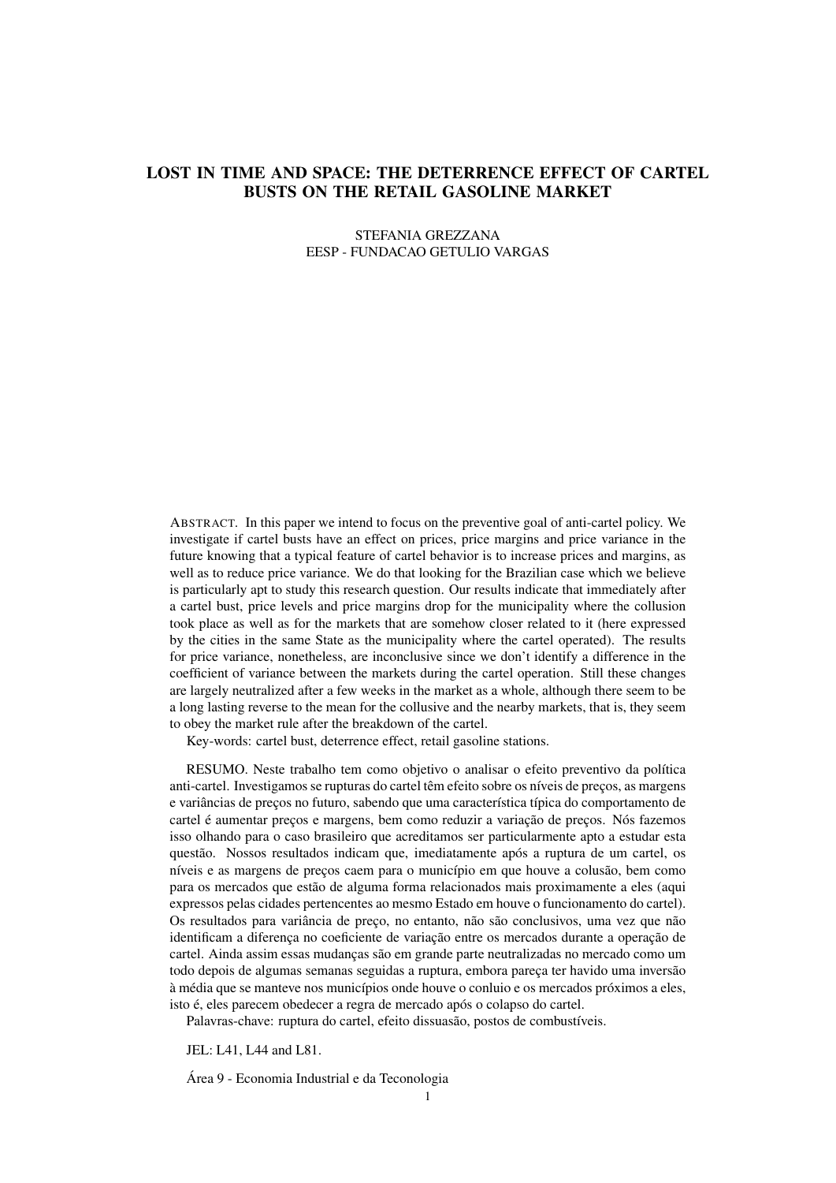# LOST IN TIME AND SPACE: THE DETERRENCE EFFECT OF CARTEL BUSTS ON THE RETAIL GASOLINE MARKET

STEFANIA GREZZANA
EESP - FUNDACAO GETULIO VARGAS

ABSTRACT. In this paper we intend to focus on the preventive goal of anti-cartel policy. We investigate if cartel busts have an effect on prices, price margins and price variance in the future knowing that a typical feature of cartel behavior is to increase prices and margins, as well as to reduce price variance. We do that looking for the Brazilian case which we believe is particularly apt to study this research question. Our results indicate that immediately after a cartel bust, price levels and price margins drop for the municipality where the collusion took place as well as for the markets that are somehow closer related to it (here expressed by the cities in the same State as the municipality where the cartel operated). The results for price variance, nonetheless, are inconclusive since we don't identify a difference in the coefficient of variance between the markets during the cartel operation. Still these changes are largely neutralized after a few weeks in the market as a whole, although there seem to be a long lasting reverse to the mean for the collusive and the nearby markets, that is, they seem to obey the market rule after the breakdown of the cartel.

Key-words: cartel bust, deterrence effect, retail gasoline stations.

RESUMO. Neste trabalho tem como objetivo o analisar o efeito preventivo da política anti-cartel. Investigamos se rupturas do cartel têm efeito sobre os níveis de preços, as margens e variâncias de preços no futuro, sabendo que uma característica típica do comportamento de cartel é aumentar preços e margens, bem como reduzir a variação de preços. Nós fazemos isso olhando para o caso brasileiro que acreditamos ser particularmente apto a estudar esta questão. Nossos resultados indicam que, imediatamente após a ruptura de um cartel, os níveis e as margens de preços caem para o município em que houve a colusão, bem como para os mercados que estão de alguma forma relacionados mais proximamente a eles (aqui expressos pelas cidades pertencentes ao mesmo Estado em houve o funcionamento do cartel). Os resultados para variância de preço, no entanto, não são conclusivos, uma vez que não identificam a diferença no coeficiente de variação entre os mercados durante a operação de cartel. Ainda assim essas mudanças são em grande parte neutralizadas no mercado como um todo depois de algumas semanas seguidas a ruptura, embora pareça ter havido uma inversão à média que se manteve nos municípios onde houve o conluio e os mercados próximos a eles, isto é, eles parecem obedecer a regra de mercado após o colapso do cartel.

Palavras-chave: ruptura do cartel, efeito dissuasão, postos de combustíveis.

JEL: L41, L44 and L81.

Área 9 - Economia Industrial e da Teconologia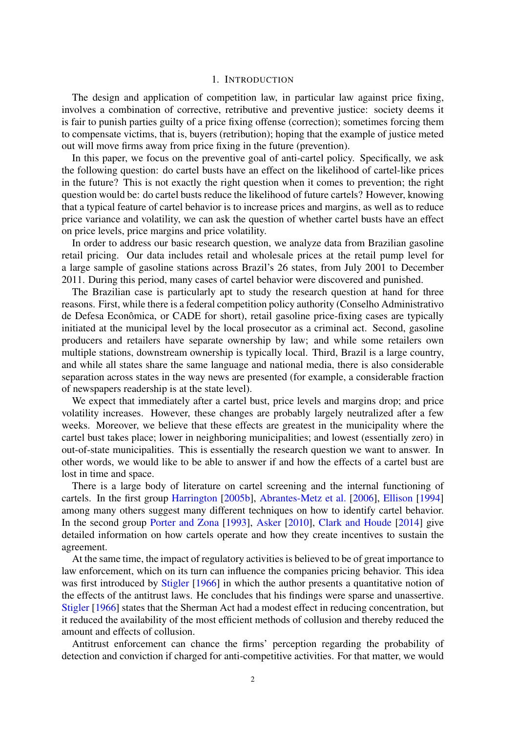## 1. Introduction

The design and application of competition law, in particular law against price fixing, involves a combination of corrective, retributive and preventive justice: society deems it is fair to punish parties guilty of a price fixing offense (correction); sometimes forcing them to compensate victims, that is, buyers (retribution); hoping that the example of justice meted out will move firms away from price fixing in the future (prevention).

In this paper, we focus on the preventive goal of anti-cartel policy. Specifically, we ask the following question: do cartel busts have an effect on the likelihood of cartel-like prices in the future? This is not exactly the right question when it comes to prevention; the right question would be: do cartel busts reduce the likelihood of future cartels? However, knowing that a typical feature of cartel behavior is to increase prices and margins, as well as to reduce price variance and volatility, we can ask the question of whether cartel busts have an effect on price levels, price margins and price volatility.

In order to address our basic research question, we analyze data from Brazilian gasoline retail pricing. Our data includes retail and wholesale prices at the retail pump level for a large sample of gasoline stations across Brazil's 26 states, from July 2001 to December 2011. During this period, many cases of cartel behavior were discovered and punished.

The Brazilian case is particularly apt to study the research question at hand for three reasons. First, while there is a federal competition policy authority (Conselho Administrativo de Defesa Econômica, or CADE for short), retail gasoline price-fixing cases are typically initiated at the municipal level by the local prosecutor as a criminal act. Second, gasoline producers and retailers have separate ownership by law; and while some retailers own multiple stations, downstream ownership is typically local. Third, Brazil is a large country, and while all states share the same language and national media, there is also considerable separation across states in the way news are presented (for example, a considerable fraction of newspapers readership is at the state level).

We expect that immediately after a cartel bust, price levels and margins drop; and price volatility increases. However, these changes are probably largely neutralized after a few weeks. Moreover, we believe that these effects are greatest in the municipality where the cartel bust takes place; lower in neighboring municipalities; and lowest (essentially zero) in out-of-state municipalities. This is essentially the research question we want to answer. In other words, we would like to be able to answer if and how the effects of a cartel bust are lost in time and space.

There is a large body of literature on cartel screening and the internal functioning of cartels. In the first group Harrington [2005b], Abrantes-Metz et al. [2006], Ellison [1994] among many others suggest many different techniques on how to identify cartel behavior. In the second group Porter and Zona [1993], Asker [2010], Clark and Houde [2014] give detailed information on how cartels operate and how they create incentives to sustain the agreement.

At the same time, the impact of regulatory activities is believed to be of great importance to law enforcement, which on its turn can influence the companies pricing behavior. This idea was first introduced by Stigler [1966] in which the author presents a quantitative notion of the effects of the antitrust laws. He concludes that his findings were sparse and unassertive. Stigler [1966] states that the Sherman Act had a modest effect in reducing concentration, but it reduced the availability of the most efficient methods of collusion and thereby reduced the amount and effects of collusion.

Antitrust enforcement can chance the firms' perception regarding the probability of detection and conviction if charged for anti-competitive activities. For that matter, we would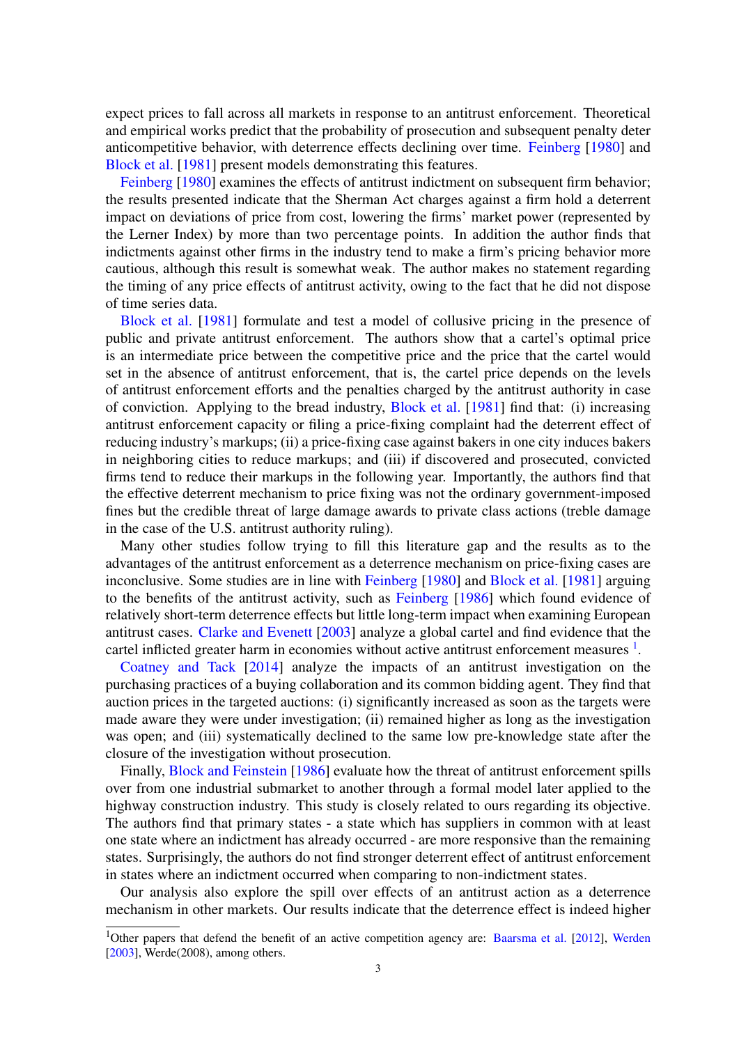expect prices to fall across all markets in response to an antitrust enforcement. Theoretical and empirical works predict that the probability of prosecution and subsequent penalty deter anticompetitive behavior, with deterrence effects declining over time. Feinberg [1980] and Block et al. [1981] present models demonstrating this features.

Feinberg [1980] examines the effects of antitrust indictment on subsequent firm behavior; the results presented indicate that the Sherman Act charges against a firm hold a deterrent impact on deviations of price from cost, lowering the firms' market power (represented by the Lerner Index) by more than two percentage points. In addition the author finds that indictments against other firms in the industry tend to make a firm's pricing behavior more cautious, although this result is somewhat weak. The author makes no statement regarding the timing of any price effects of antitrust activity, owing to the fact that he did not dispose of time series data.

Block et al. [1981] formulate and test a model of collusive pricing in the presence of public and private antitrust enforcement. The authors show that a cartel's optimal price is an intermediate price between the competitive price and the price that the cartel would set in the absence of antitrust enforcement, that is, the cartel price depends on the levels of antitrust enforcement efforts and the penalties charged by the antitrust authority in case of conviction. Applying to the bread industry, Block et al. [1981] find that: (i) increasing antitrust enforcement capacity or filing a price-fixing complaint had the deterrent effect of reducing industry's markups; (ii) a price-fixing case against bakers in one city induces bakers in neighboring cities to reduce markups; and (iii) if discovered and prosecuted, convicted firms tend to reduce their markups in the following year. Importantly, the authors find that the effective deterrent mechanism to price fixing was not the ordinary government-imposed fines but the credible threat of large damage awards to private class actions (treble damage in the case of the U.S. antitrust authority ruling).

Many other studies follow trying to fill this literature gap and the results as to the advantages of the antitrust enforcement as a deterrence mechanism on price-fixing cases are inconclusive. Some studies are in line with Feinberg [1980] and Block et al. [1981] arguing to the benefits of the antitrust activity, such as Feinberg [1986] which found evidence of relatively short-term deterrence effects but little long-term impact when examining European antitrust cases. Clarke and Evenett [2003] analyze a global cartel and find evidence that the cartel inflicted greater harm in economies without active antitrust enforcement measures [1].

Coatney and Tack [2014] analyze the impacts of an antitrust investigation on the purchasing practices of a buying collaboration and its common bidding agent. They find that auction prices in the targeted auctions: (i) significantly increased as soon as the targets were made aware they were under investigation; (ii) remained higher as long as the investigation was open; and (iii) systematically declined to the same low pre-knowledge state after the closure of the investigation without prosecution.

Finally, Block and Feinstein [1986] evaluate how the threat of antitrust enforcement spills over from one industrial submarket to another through a formal model later applied to the highway construction industry. This study is closely related to ours regarding its objective. The authors find that primary states - a state which has suppliers in common with at least one state where an indictment has already occurred - are more responsive than the remaining states. Surprisingly, the authors do not find stronger deterrent effect of antitrust enforcement in states where an indictment occurred when comparing to non-indictment states.

Our analysis also explore the spill over effects of an antitrust action as a deterrence mechanism in other markets. Our results indicate that the deterrence effect is indeed higher

[1] Other papers that defend the benefit of an active competition agency are: Baarsma et al. [2012], Werden [2003], Werde(2008), among others.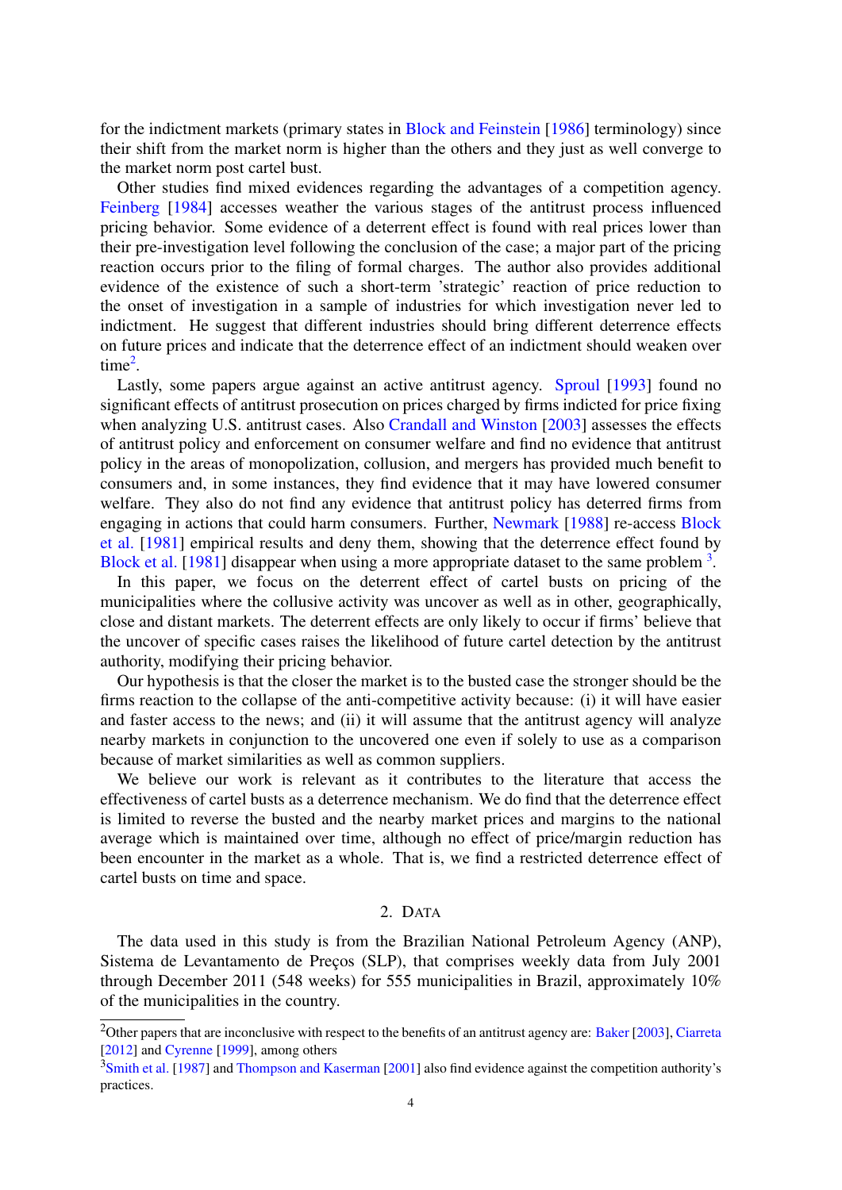for the indictment markets (primary states in Block and Feinstein [1986] terminology) since their shift from the market norm is higher than the others and they just as well converge to the market norm post cartel bust.

Other studies find mixed evidences regarding the advantages of a competition agency. Feinberg [1984] accesses weather the various stages of the antitrust process influenced pricing behavior. Some evidence of a deterrent effect is found with real prices lower than their pre-investigation level following the conclusion of the case; a major part of the pricing reaction occurs prior to the filing of formal charges. The author also provides additional evidence of the existence of such a short-term 'strategic' reaction of price reduction to the onset of investigation in a sample of industries for which investigation never led to indictment. He suggest that different industries should bring different deterrence effects on future prices and indicate that the deterrence effect of an indictment should weaken over time[2].

Lastly, some papers argue against an active antitrust agency. Sproul [1993] found no significant effects of antitrust prosecution on prices charged by firms indicted for price fixing when analyzing U.S. antitrust cases. Also Crandall and Winston [2003] assesses the effects of antitrust policy and enforcement on consumer welfare and find no evidence that antitrust policy in the areas of monopolization, collusion, and mergers has provided much benefit to consumers and, in some instances, they find evidence that it may have lowered consumer welfare. They also do not find any evidence that antitrust policy has deterred firms from engaging in actions that could harm consumers. Further, Newmark [1988] re-access Block et al. [1981] empirical results and deny them, showing that the deterrence effect found by Block et al. [1981] disappear when using a more appropriate dataset to the same problem [3].

In this paper, we focus on the deterrent effect of cartel busts on pricing of the municipalities where the collusive activity was uncover as well as in other, geographically, close and distant markets. The deterrent effects are only likely to occur if firms' believe that the uncover of specific cases raises the likelihood of future cartel detection by the antitrust authority, modifying their pricing behavior.

Our hypothesis is that the closer the market is to the busted case the stronger should be the firms reaction to the collapse of the anti-competitive activity because: (i) it will have easier and faster access to the news; and (ii) it will assume that the antitrust agency will analyze nearby markets in conjunction to the uncovered one even if solely to use as a comparison because of market similarities as well as common suppliers.

We believe our work is relevant as it contributes to the literature that access the effectiveness of cartel busts as a deterrence mechanism. We do find that the deterrence effect is limited to reverse the busted and the nearby market prices and margins to the national average which is maintained over time, although no effect of price/margin reduction has been encounter in the market as a whole. That is, we find a restricted deterrence effect of cartel busts on time and space.

## 2. Data

The data used in this study is from the Brazilian National Petroleum Agency (ANP), Sistema de Levantamento de Preços (SLP), that comprises weekly data from July 2001 through December 2011 (548 weeks) for 555 municipalities in Brazil, approximately 10% of the municipalities in the country.

---

[2] Other papers that are inconclusive with respect to the benefits of an antitrust agency are: Baker [2003], Ciarreta [2012] and Cyrenne [1999], among others

[3] Smith et al. [1987] and Thompson and Kaserman [2001] also find evidence against the competition authority's practices.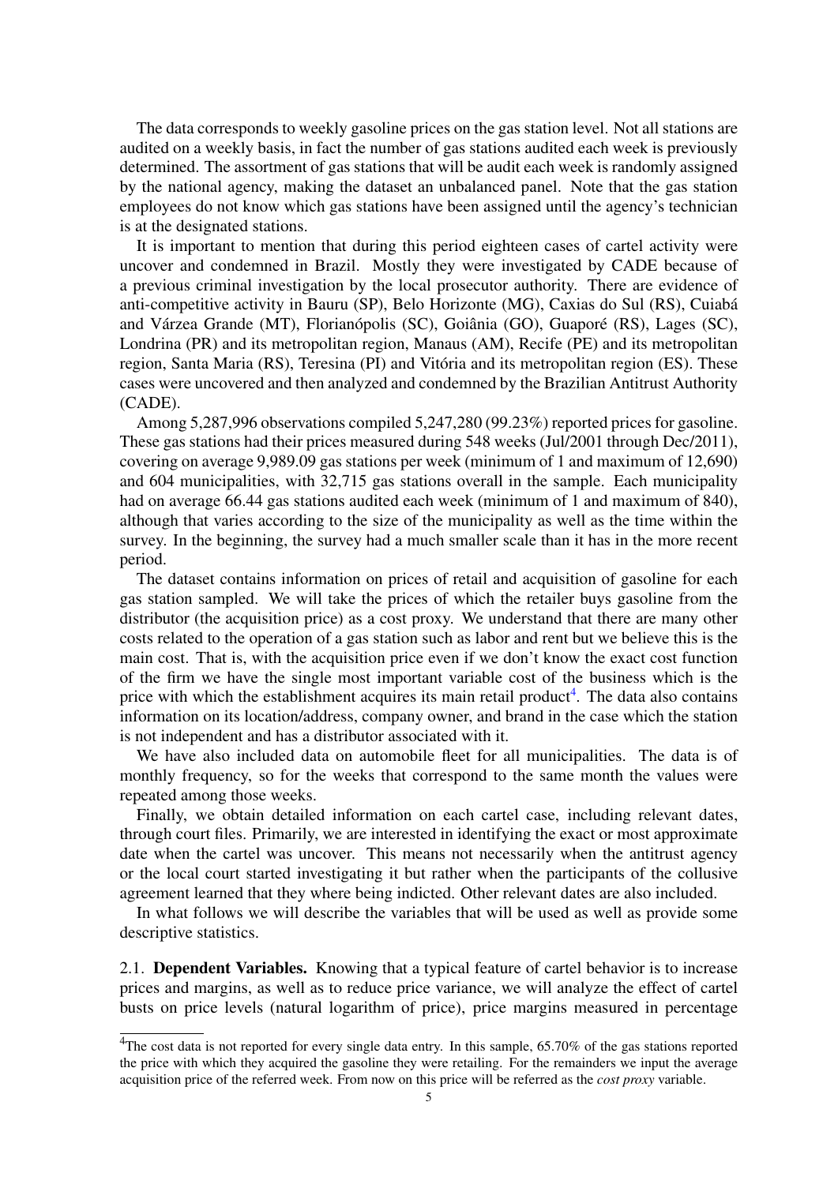The data corresponds to weekly gasoline prices on the gas station level. Not all stations are audited on a weekly basis, in fact the number of gas stations audited each week is previously determined. The assortment of gas stations that will be audit each week is randomly assigned by the national agency, making the dataset an unbalanced panel. Note that the gas station employees do not know which gas stations have been assigned until the agency's technician is at the designated stations.

It is important to mention that during this period eighteen cases of cartel activity were uncover and condemned in Brazil. Mostly they were investigated by CADE because of a previous criminal investigation by the local prosecutor authority. There are evidence of anti-competitive activity in Bauru (SP), Belo Horizonte (MG), Caxias do Sul (RS), Cuiabá and Várzea Grande (MT), Florianópolis (SC), Goiânia (GO), Guaporé (RS), Lages (SC), Londrina (PR) and its metropolitan region, Manaus (AM), Recife (PE) and its metropolitan region, Santa Maria (RS), Teresina (PI) and Vitória and its metropolitan region (ES). These cases were uncovered and then analyzed and condemned by the Brazilian Antitrust Authority (CADE).

Among 5,287,996 observations compiled 5,247,280 (99.23%) reported prices for gasoline. These gas stations had their prices measured during 548 weeks (Jul/2001 through Dec/2011), covering on average 9,989.09 gas stations per week (minimum of 1 and maximum of 12,690) and 604 municipalities, with 32,715 gas stations overall in the sample. Each municipality had on average 66.44 gas stations audited each week (minimum of 1 and maximum of 840), although that varies according to the size of the municipality as well as the time within the survey. In the beginning, the survey had a much smaller scale than it has in the more recent period.

The dataset contains information on prices of retail and acquisition of gasoline for each gas station sampled. We will take the prices of which the retailer buys gasoline from the distributor (the acquisition price) as a cost proxy. We understand that there are many other costs related to the operation of a gas station such as labor and rent but we believe this is the main cost. That is, with the acquisition price even if we don't know the exact cost function of the firm we have the single most important variable cost of the business which is the price with which the establishment acquires its main retail product[4]. The data also contains information on its location/address, company owner, and brand in the case which the station is not independent and has a distributor associated with it.

We have also included data on automobile fleet for all municipalities. The data is of monthly frequency, so for the weeks that correspond to the same month the values were repeated among those weeks.

Finally, we obtain detailed information on each cartel case, including relevant dates, through court files. Primarily, we are interested in identifying the exact or most approximate date when the cartel was uncover. This means not necessarily when the antitrust agency or the local court started investigating it but rather when the participants of the collusive agreement learned that they where being indicted. Other relevant dates are also included.

In what follows we will describe the variables that will be used as well as provide some descriptive statistics.

### 2.1. Dependent Variables.

Knowing that a typical feature of cartel behavior is to increase prices and margins, as well as to reduce price variance, we will analyze the effect of cartel busts on price levels (natural logarithm of price), price margins measured in percentage

---

[4] The cost data is not reported for every single data entry. In this sample, 65.70% of the gas stations reported the price with which they acquired the gasoline they were retailing. For the remainders we input the average acquisition price of the referred week. From now on this price will be referred as the *cost proxy* variable.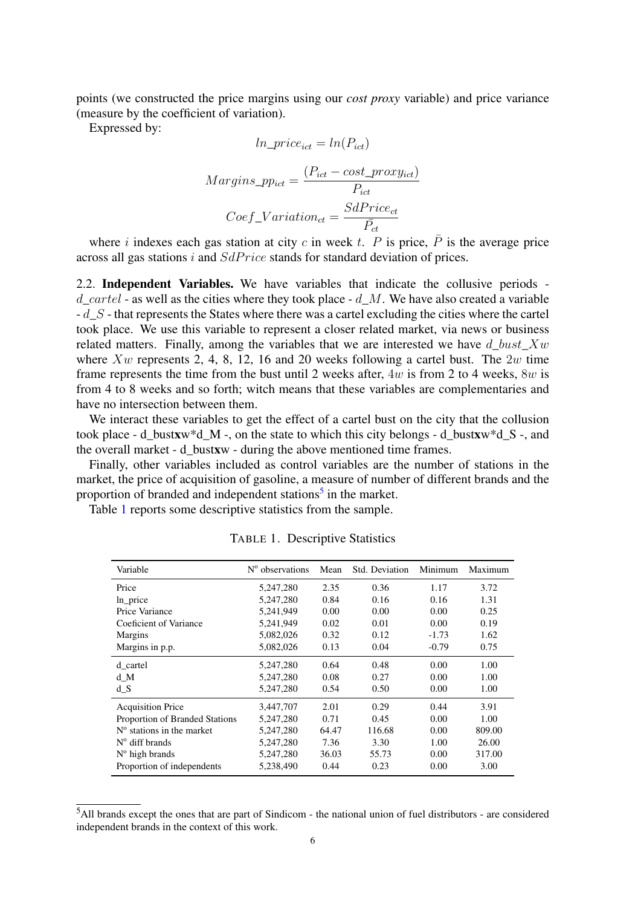points (we constructed the price margins using our *cost proxy* variable) and price variance (measure by the coefficient of variation).

Expressed by:

$$ln\_price_{ict} = ln(P_{ict})$$

$$Margins\_pp_{ict} = \frac{(P_{ict} - cost\_proxy_{ict})}{P_{ict}}$$

$$Coef\_Variation_{ct} = \frac{SdPrice_{ct}}{\bar{P}_{ct}}$$

where $i$ indexes each gas station at city $c$ in week $t$. $P$ is price, $\bar{P}$ is the average price across all gas stations $i$ and $SdPrice$ stands for standard deviation of prices.

2.2. **Independent Variables.** We have variables that indicate the collusive periods - $d\_cartel$ - as well as the cities where they took place - $d\_M$. We have also created a variable - $d\_S$ - that represents the States where there was a cartel excluding the cities where the cartel took place. We use this variable to represent a closer related market, via news or business related matters. Finally, among the variables that we are interested we have $d\_bust\_Xw$ where $Xw$ represents 2, 4, 8, 12, 16 and 20 weeks following a cartel bust. The $2w$ time frame represents the time from the bust until 2 weeks after, $4w$ is from 2 to 4 weeks, $8w$ is from 4 to 8 weeks and so forth; witch means that these variables are complementaries and have no intersection between them.

We interact these variables to get the effect of a cartel bust on the city that the collusion took place - d_bust**x**w*d_M -, on the state to which this city belongs - d_bust**x**w*d_S -, and the overall market - d_bust**x**w - during the above mentioned time frames.

Finally, other variables included as control variables are the number of stations in the market, the price of acquisition of gasoline, a measure of number of different brands and the proportion of branded and independent stations[5] in the market.

Table 1 reports some descriptive statistics from the sample.

TABLE 1. Descriptive Statistics

| Variable | Nº observations | Mean | Std. Deviation | Minimum | Maximum |
|---|---|---|---|---|---|
| Price | 5,247,280 | 2.35 | 0.36 | 1.17 | 3.72 |
| ln_price | 5,247,280 | 0.84 | 0.16 | 0.16 | 1.31 |
| Price Variance | 5,241,949 | 0.00 | 0.00 | 0.00 | 0.25 |
| Coeficient of Variance | 5,241,949 | 0.02 | 0.01 | 0.00 | 0.19 |
| Margins | 5,082,026 | 0.32 | 0.12 | -1.73 | 1.62 |
| Margins in p.p. | 5,082,026 | 0.13 | 0.04 | -0.79 | 0.75 |
| d_cartel | 5,247,280 | 0.64 | 0.48 | 0.00 | 1.00 |
| d_M | 5,247,280 | 0.08 | 0.27 | 0.00 | 1.00 |
| d_S | 5,247,280 | 0.54 | 0.50 | 0.00 | 1.00 |
| Acquisition Price | 3,447,707 | 2.01 | 0.29 | 0.44 | 3.91 |
| Proportion of Branded Stations | 5,247,280 | 0.71 | 0.45 | 0.00 | 1.00 |
| Nº stations in the market | 5,247,280 | 64.47 | 116.68 | 0.00 | 809.00 |
| Nº diff brands | 5,247,280 | 7.36 | 3.30 | 1.00 | 26.00 |
| Nº high brands | 5,247,280 | 36.03 | 55.73 | 0.00 | 317.00 |
| Proportion of independents | 5,238,490 | 0.44 | 0.23 | 0.00 | 3.00 |

[5] All brands except the ones that are part of Sindicom - the national union of fuel distributors - are considered independent brands in the context of this work.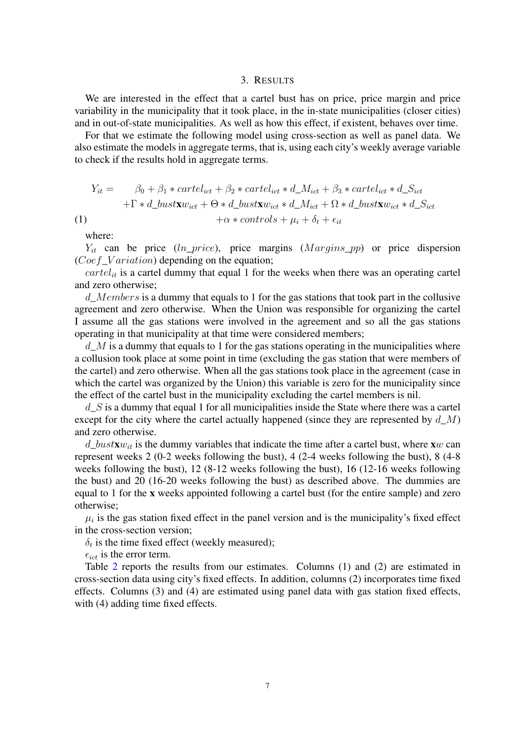## 3. RESULTS

We are interested in the effect that a cartel bust has on price, price margin and price variability in the municipality that it took place, in the in-state municipalities (closer cities) and in out-of-state municipalities. As well as how this effect, if existent, behaves over time.

For that we estimate the following model using cross-section as well as panel data. We also estimate the models in aggregate terms, that is, using each city's weekly average variable to check if the results hold in aggregate terms.

$$
\begin{aligned}
Y_{it} = \quad & \beta_0 + \beta_1 * cartel_{ict} + \beta_2 * cartel_{ict} * d\_M_{ict} + \beta_3 * cartel_{ict} * d\_S_{ict} \\
& + \Gamma * d\_bust\mathbf{x}w_{ict} + \Theta * d\_bust\mathbf{x}w_{ict} * d\_M_{ict} + \Omega * d\_bust\mathbf{x}w_{ict} * d\_S_{ict} \\
& + \alpha * controls + \mu_i + \delta_t + \epsilon_{it}
\end{aligned}
\tag{1}
$$

where:

$Y_{it}$ can be price ($ln\_price$), price margins ($Margins\_pp$) or price dispersion ($Coef\_Variation$) depending on the equation;

$cartel_{it}$ is a cartel dummy that equal 1 for the weeks when there was an operating cartel and zero otherwise;

$d\_Members$ is a dummy that equals to 1 for the gas stations that took part in the collusive agreement and zero otherwise. When the Union was responsible for organizing the cartel I assume all the gas stations were involved in the agreement and so all the gas stations operating in that municipality at that time were considered members;

$d\_M$ is a dummy that equals to 1 for the gas stations operating in the municipalities where a collusion took place at some point in time (excluding the gas station that were members of the cartel) and zero otherwise. When all the gas stations took place in the agreement (case in which the cartel was organized by the Union) this variable is zero for the municipality since the effect of the cartel bust in the municipality excluding the cartel members is nil.

$d\_S$ is a dummy that equal 1 for all municipalities inside the State where there was a cartel except for the city where the cartel actually happened (since they are represented by $d\_M$) and zero otherwise.

$d\_bust\mathbf{x}w_{it}$ is the dummy variables that indicate the time after a cartel bust, where $\mathbf{x}w$ can represent weeks 2 (0-2 weeks following the bust), 4 (2-4 weeks following the bust), 8 (4-8 weeks following the bust), 12 (8-12 weeks following the bust), 16 (12-16 weeks following the bust) and 20 (16-20 weeks following the bust) as described above. The dummies are equal to 1 for the **x** weeks appointed following a cartel bust (for the entire sample) and zero otherwise;

$\mu_i$ is the gas station fixed effect in the panel version and is the municipality's fixed effect in the cross-section version;

$\delta_t$ is the time fixed effect (weekly measured);

$\epsilon_{ict}$ is the error term.

Table 2 reports the results from our estimates. Columns (1) and (2) are estimated in cross-section data using city's fixed effects. In addition, columns (2) incorporates time fixed effects. Columns (3) and (4) are estimated using panel data with gas station fixed effects, with (4) adding time fixed effects.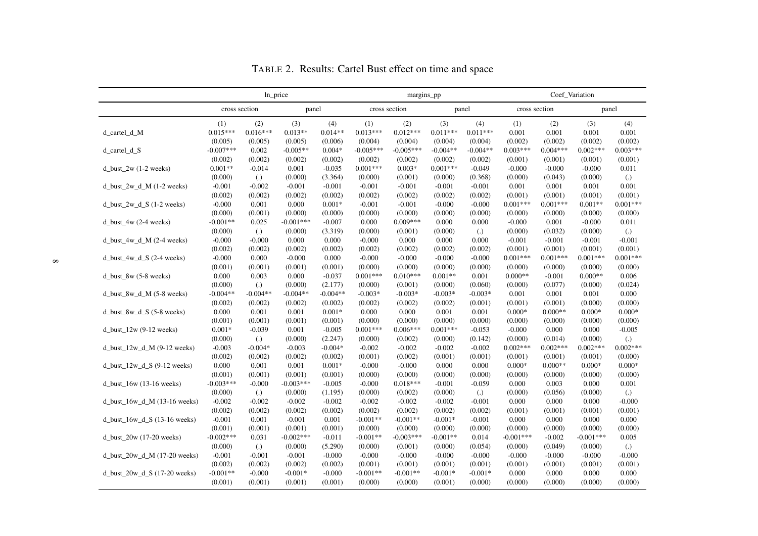TABLE 2. Results: Cartel Bust effect on time and space

| | ln_price | | | | margins_pp | | | | Coef_Variation | | | |
|---|---|---|---|---|---|---|---|---|---|---|---|---|
| | cross section | | panel | | cross section | | panel | | cross section | | panel | |
| | (1) | (2) | (3) | (4) | (1) | (2) | (3) | (4) | (1) | (2) | (3) | (4) |
| d_cartel_d_M | 0.015*** | 0.016*** | 0.013** | 0.014** | 0.013*** | 0.012*** | 0.011*** | 0.011*** | 0.001 | 0.001 | 0.001 | 0.001 |
| | (0.005) | (0.005) | (0.005) | (0.006) | (0.004) | (0.004) | (0.004) | (0.004) | (0.002) | (0.002) | (0.002) | (0.002) |
| d_cartel_d_S | -0.007*** | 0.002 | -0.005** | 0.004* | -0.005*** | -0.005*** | -0.004** | -0.004** | 0.003*** | 0.004*** | 0.002*** | 0.003*** |
| | (0.002) | (0.002) | (0.002) | (0.002) | (0.002) | (0.002) | (0.002) | (0.002) | (0.001) | (0.001) | (0.001) | (0.001) |
| d_bust_2w (1-2 weeks) | 0.001** | -0.014 | 0.001 | -0.035 | 0.001*** | 0.003* | 0.001*** | -0.049 | -0.000 | -0.000 | -0.000 | 0.011 |
| | (0.000) | (.) | (0.000) | (3.364) | (0.000) | (0.001) | (0.000) | (0.368) | (0.000) | (0.043) | (0.000) | (.) |
| d_bust_2w_d_M (1-2 weeks) | -0.001 | -0.002 | -0.001 | -0.001 | -0.001 | -0.001 | -0.001 | -0.001 | 0.001 | 0.001 | 0.001 | 0.001 |
| | (0.002) | (0.002) | (0.002) | (0.002) | (0.002) | (0.002) | (0.002) | (0.002) | (0.001) | (0.001) | (0.001) | (0.001) |
| d_bust_2w_d_S (1-2 weeks) | -0.000 | 0.001 | 0.000 | 0.001* | -0.001 | -0.001 | -0.000 | -0.000 | 0.001*** | 0.001*** | 0.001** | 0.001*** |
| | (0.000) | (0.001) | (0.000) | (0.000) | (0.000) | (0.000) | (0.000) | (0.000) | (0.000) | (0.000) | (0.000) | (0.000) |
| d_bust_4w (2-4 weeks) | -0.001** | 0.025 | -0.001*** | -0.007 | 0.000 | 0.009*** | 0.000 | 0.000 | -0.000 | 0.001 | -0.000 | 0.011 |
| | (0.000) | (.) | (0.000) | (3.319) | (0.000) | (0.001) | (0.000) | (.) | (0.000) | (0.032) | (0.000) | (.) |
| d_bust_4w_d_M (2-4 weeks) | -0.000 | -0.000 | 0.000 | 0.000 | -0.000 | 0.000 | 0.000 | 0.000 | -0.001 | -0.001 | -0.001 | -0.001 |
| | (0.002) | (0.002) | (0.002) | (0.002) | (0.002) | (0.002) | (0.002) | (0.002) | (0.001) | (0.001) | (0.001) | (0.001) |
| d_bust_4w_d_S (2-4 weeks) | -0.000 | 0.000 | -0.000 | 0.000 | -0.000 | -0.000 | -0.000 | -0.000 | 0.001*** | 0.001*** | 0.001*** | 0.001*** |
| | (0.001) | (0.001) | (0.001) | (0.001) | (0.000) | (0.000) | (0.000) | (0.000) | (0.000) | (0.000) | (0.000) | (0.000) |
| d_bust_8w (5-8 weeks) | 0.000 | 0.003 | 0.000 | -0.037 | 0.001*** | 0.010*** | 0.001** | 0.001 | 0.000** | -0.001 | 0.000** | 0.006 |
| | (0.000) | (.) | (0.000) | (2.177) | (0.000) | (0.001) | (0.000) | (0.060) | (0.000) | (0.077) | (0.000) | (0.024) |
| d_bust_8w_d_M (5-8 weeks) | -0.004** | -0.004** | -0.004** | -0.004** | -0.003* | -0.003* | -0.003* | -0.003* | 0.001 | 0.001 | 0.001 | 0.000 |
| | (0.002) | (0.002) | (0.002) | (0.002) | (0.002) | (0.002) | (0.002) | (0.001) | (0.001) | (0.001) | (0.000) | (0.000) |
| d_bust_8w_d_S (5-8 weeks) | 0.000 | 0.001 | 0.001 | 0.001* | 0.000 | 0.000 | 0.001 | 0.001 | 0.000* | 0.000** | 0.000* | 0.000* |
| | (0.001) | (0.001) | (0.001) | (0.001) | (0.000) | (0.000) | (0.000) | (0.000) | (0.000) | (0.000) | (0.000) | (0.000) |
| d_bust_12w (9-12 weeks) | 0.001* | -0.039 | 0.001 | -0.005 | 0.001*** | 0.006*** | 0.001*** | -0.053 | -0.000 | 0.000 | 0.000 | -0.005 |
| | (0.000) | (.) | (0.000) | (2.247) | (0.000) | (0.002) | (0.000) | (0.142) | (0.000) | (0.014) | (0.000) | (.) |
| d_bust_12w_d_M (9-12 weeks) | -0.003 | -0.004* | -0.003 | -0.004* | -0.002 | -0.002 | -0.002 | -0.002 | 0.002*** | 0.002*** | 0.002*** | 0.002*** |
| | (0.002) | (0.002) | (0.002) | (0.002) | (0.001) | (0.002) | (0.001) | (0.001) | (0.001) | (0.001) | (0.001) | (0.000) |
| d_bust_12w_d_S (9-12 weeks) | 0.000 | 0.001 | 0.001 | 0.001* | -0.000 | -0.000 | 0.000 | 0.000 | 0.000* | 0.000** | 0.000* | 0.000* |
| | (0.001) | (0.001) | (0.001) | (0.001) | (0.000) | (0.000) | (0.000) | (0.000) | (0.000) | (0.000) | (0.000) | (0.000) |
| d_bust_16w (13-16 weeks) | -0.003*** | -0.000 | -0.003*** | -0.005 | -0.000 | 0.018*** | -0.001 | -0.059 | 0.000 | 0.003 | 0.000 | 0.001 |
| | (0.000) | (.) | (0.000) | (1.195) | (0.000) | (0.002) | (0.000) | (.) | (0.000) | (0.056) | (0.000) | (.) |
| d_bust_16w_d_M (13-16 weeks) | -0.002 | -0.002 | -0.002 | -0.002 | -0.002 | -0.002 | -0.002 | -0.001 | 0.000 | 0.000 | 0.000 | -0.000 |
| | (0.002) | (0.002) | (0.002) | (0.002) | (0.002) | (0.002) | (0.002) | (0.002) | (0.001) | (0.001) | (0.001) | (0.001) |
| d_bust_16w_d_S (13-16 weeks) | -0.001 | 0.001 | -0.001 | 0.001 | -0.001** | -0.001** | -0.001* | -0.001 | 0.000 | 0.000 | 0.000 | 0.000 |
| | (0.001) | (0.001) | (0.001) | (0.001) | (0.000) | (0.000) | (0.000) | (0.000) | (0.000) | (0.000) | (0.000) | (0.000) |
| d_bust_20w (17-20 weeks) | -0.002*** | 0.031 | -0.002*** | -0.011 | -0.001** | -0.003*** | -0.001** | 0.014 | -0.001*** | -0.002 | -0.001*** | 0.005 |
| | (0.000) | (.) | (0.000) | (5.290) | (0.000) | (0.001) | (0.000) | (0.054) | (0.000) | (0.049) | (0.000) | (.) |
| d_bust_20w_d_M (17-20 weeks) | -0.001 | -0.001 | -0.001 | -0.000 | -0.000 | -0.000 | -0.000 | -0.000 | -0.000 | -0.000 | -0.000 | -0.000 |
| | (0.002) | (0.002) | (0.002) | (0.002) | (0.001) | (0.001) | (0.001) | (0.001) | (0.001) | (0.001) | (0.001) | (0.001) |
| d_bust_20w_d_S (17-20 weeks) | -0.001** | -0.000 | -0.001* | -0.000 | -0.001** | -0.001** | -0.001* | -0.001* | 0.000 | 0.000 | 0.000 | 0.000 |
| | (0.001) | (0.001) | (0.001) | (0.001) | (0.000) | (0.000) | (0.001) | (0.000) | (0.000) | (0.000) | (0.000) | (0.000) |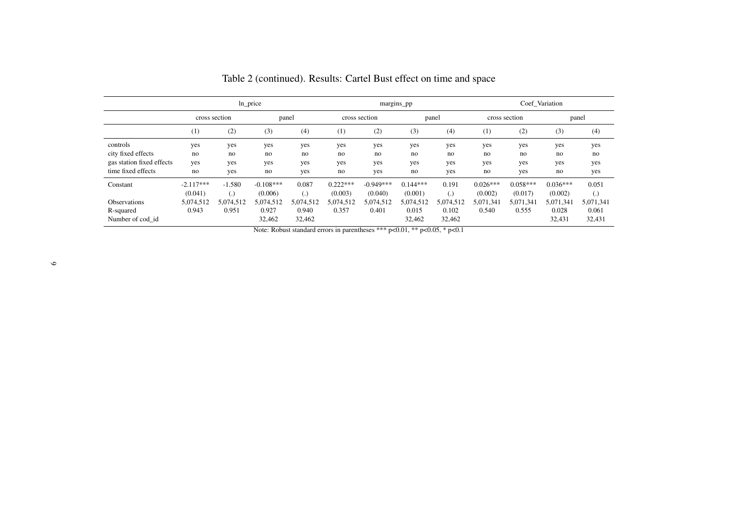Table 2 (continued). Results: Cartel Bust effect on time and space

| | ln_price | | | | margins_pp | | | | Coef_Variation | | | |
|---|---|---|---|---|---|---|---|---|---|---|---|---|
| | cross section | | panel | | cross section | | panel | | cross section | | panel | |
| | (1) | (2) | (3) | (4) | (1) | (2) | (3) | (4) | (1) | (2) | (3) | (4) |
| controls | yes | yes | yes | yes | yes | yes | yes | yes | yes | yes | yes | yes |
| city fixed effects | no | no | no | no | no | no | no | no | no | no | no | no |
| gas station fixed effects | yes | yes | yes | yes | yes | yes | yes | yes | yes | yes | yes | yes |
| time fixed effects | no | yes | no | yes | no | yes | no | yes | no | yes | no | yes |
| Constant | -2.117*** | -1.580 | -0.108*** | 0.087 | 0.222*** | -0.949*** | 0.144*** | 0.191 | 0.026*** | 0.058*** | 0.036*** | 0.051 |
| | (0.041) | (.) | (0.006) | (.) | (0.003) | (0.040) | (0.001) | (.) | (0.002) | (0.017) | (0.002) | (.) |
| Observations | 5,074,512 | 5,074,512 | 5,074,512 | 5,074,512 | 5,074,512 | 5,074,512 | 5,074,512 | 5,074,512 | 5,071,341 | 5,071,341 | 5,071,341 | 5,071,341 |
| R-squared | 0.943 | 0.951 | 0.927 | 0.940 | 0.357 | 0.401 | 0.015 | 0.102 | 0.540 | 0.555 | 0.028 | 0.061 |
| Number of cod_id | | | 32,462 | 32,462 | | | 32,462 | 32,462 | | | 32,431 | 32,431 |

Note: Robust standard errors in parentheses *** p<0.01, ** p<0.05, * p<0.1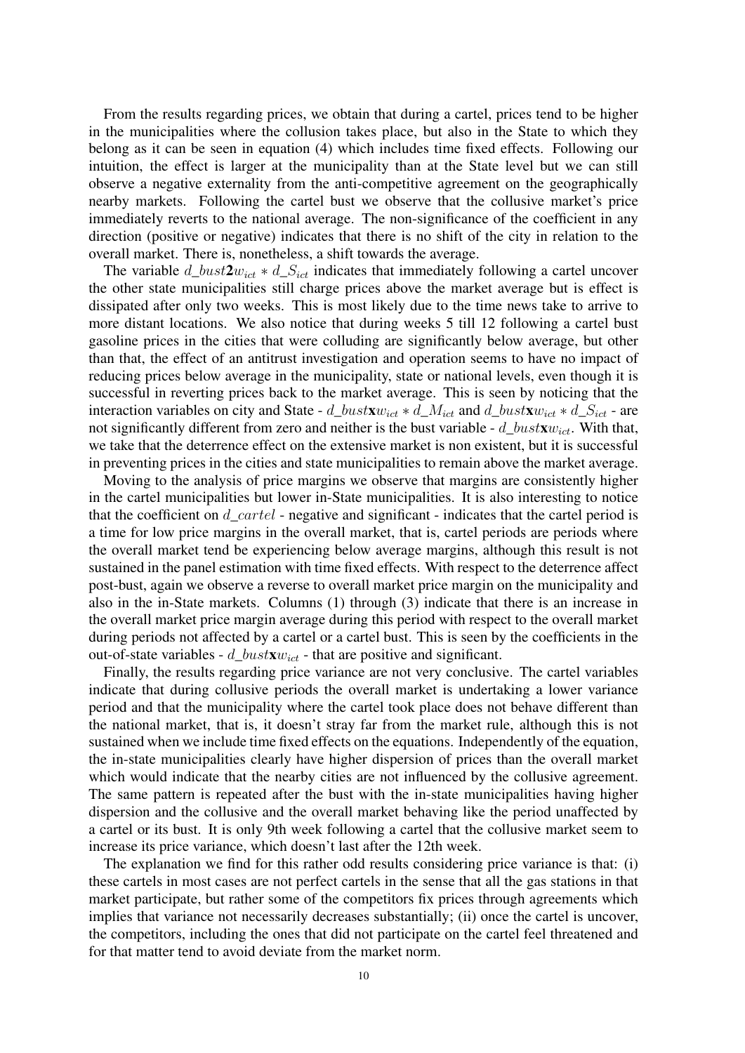From the results regarding prices, we obtain that during a cartel, prices tend to be higher in the municipalities where the collusion takes place, but also in the State to which they belong as it can be seen in equation (4) which includes time fixed effects. Following our intuition, the effect is larger at the municipality than at the State level but we can still observe a negative externality from the anti-competitive agreement on the geographically nearby markets. Following the cartel bust we observe that the collusive market's price immediately reverts to the national average. The non-significance of the coefficient in any direction (positive or negative) indicates that there is no shift of the city in relation to the overall market. There is, nonetheless, a shift towards the average.

The variable $d\_bust\mathbf{2}w_{ict} * d\_S_{ict}$ indicates that immediately following a cartel uncover the other state municipalities still charge prices above the market average but is effect is dissipated after only two weeks. This is most likely due to the time news take to arrive to more distant locations. We also notice that during weeks 5 till 12 following a cartel bust gasoline prices in the cities that were colluding are significantly below average, but other than that, the effect of an antitrust investigation and operation seems to have no impact of reducing prices below average in the municipality, state or national levels, even though it is successful in reverting prices back to the market average. This is seen by noticing that the interaction variables on city and State - $d\_bust\mathbf{x}w_{ict} * d\_M_{ict}$ and $d\_bust\mathbf{x}w_{ict} * d\_S_{ict}$ - are not significantly different from zero and neither is the bust variable - $d\_bust\mathbf{x}w_{ict}$. With that, we take that the deterrence effect on the extensive market is non existent, but it is successful in preventing prices in the cities and state municipalities to remain above the market average.

Moving to the analysis of price margins we observe that margins are consistently higher in the cartel municipalities but lower in-State municipalities. It is also interesting to notice that the coefficient on $d\_cartel$ - negative and significant - indicates that the cartel period is a time for low price margins in the overall market, that is, cartel periods are periods where the overall market tend be experiencing below average margins, although this result is not sustained in the panel estimation with time fixed effects. With respect to the deterrence affect post-bust, again we observe a reverse to overall market price margin on the municipality and also in the in-State markets. Columns (1) through (3) indicate that there is an increase in the overall market price margin average during this period with respect to the overall market during periods not affected by a cartel or a cartel bust. This is seen by the coefficients in the out-of-state variables - $d\_bust\mathbf{x}w_{ict}$ - that are positive and significant.

Finally, the results regarding price variance are not very conclusive. The cartel variables indicate that during collusive periods the overall market is undertaking a lower variance period and that the municipality where the cartel took place does not behave different than the national market, that is, it doesn't stray far from the market rule, although this is not sustained when we include time fixed effects on the equations. Independently of the equation, the in-state municipalities clearly have higher dispersion of prices than the overall market which would indicate that the nearby cities are not influenced by the collusive agreement. The same pattern is repeated after the bust with the in-state municipalities having higher dispersion and the collusive and the overall market behaving like the period unaffected by a cartel or its bust. It is only 9th week following a cartel that the collusive market seem to increase its price variance, which doesn't last after the 12th week.

The explanation we find for this rather odd results considering price variance is that: (i) these cartels in most cases are not perfect cartels in the sense that all the gas stations in that market participate, but rather some of the competitors fix prices through agreements which implies that variance not necessarily decreases substantially; (ii) once the cartel is uncover, the competitors, including the ones that did not participate on the cartel feel threatened and for that matter tend to avoid deviate from the market norm.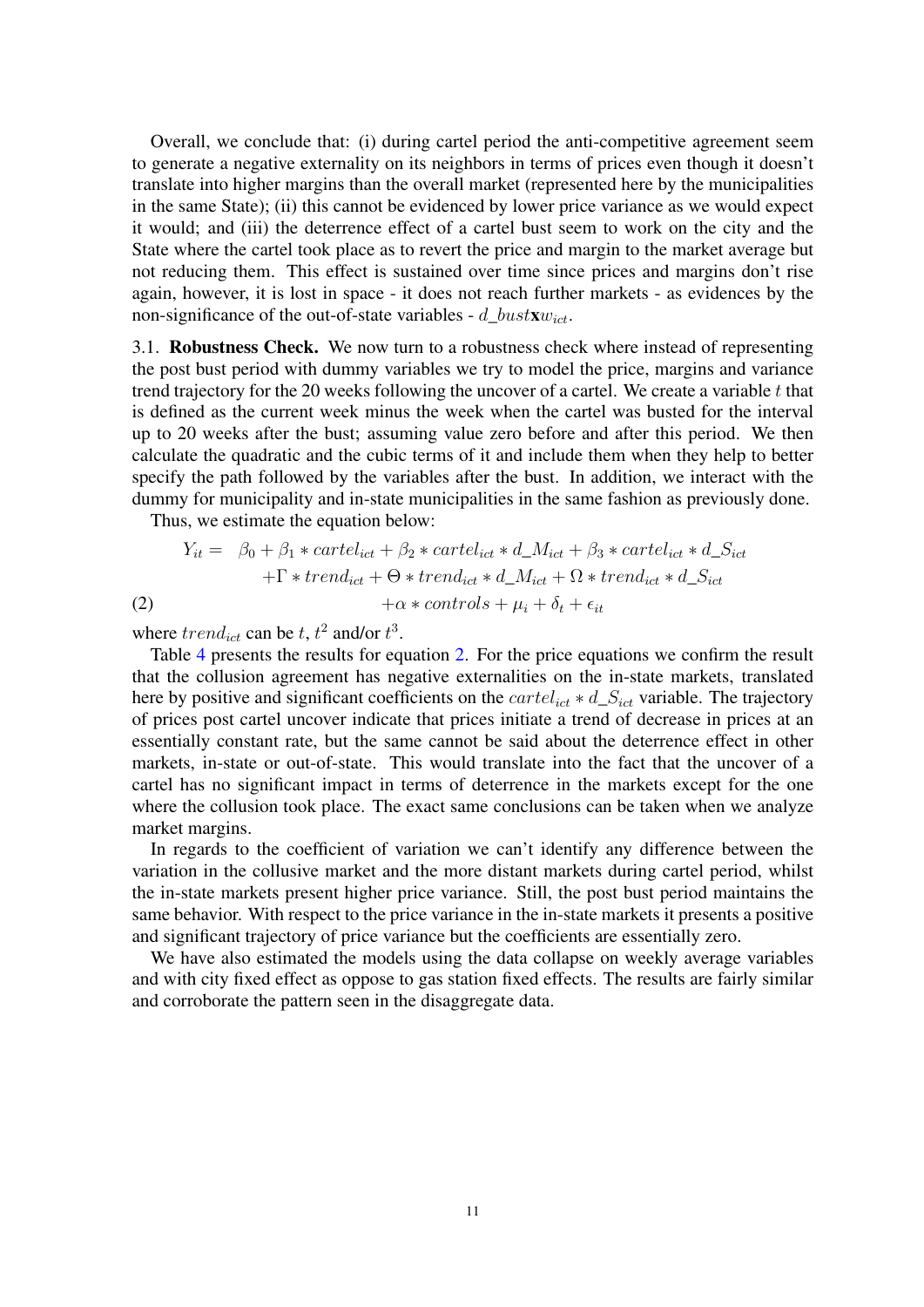Overall, we conclude that: (i) during cartel period the anti-competitive agreement seem to generate a negative externality on its neighbors in terms of prices even though it doesn't translate into higher margins than the overall market (represented here by the municipalities in the same State); (ii) this cannot be evidenced by lower price variance as we would expect it would; and (iii) the deterrence effect of a cartel bust seem to work on the city and the State where the cartel took place as to revert the price and margin to the market average but not reducing them. This effect is sustained over time since prices and margins don't rise again, however, it is lost in space - it does not reach further markets - as evidences by the non-significance of the out-of-state variables - $d\_bust\mathbf{x}w_{ict}$.

3.1. **Robustness Check.** We now turn to a robustness check where instead of representing the post bust period with dummy variables we try to model the price, margins and variance trend trajectory for the 20 weeks following the uncover of a cartel. We create a variable $t$ that is defined as the current week minus the week when the cartel was busted for the interval up to 20 weeks after the bust; assuming value zero before and after this period. We then calculate the quadratic and the cubic terms of it and include them when they help to better specify the path followed by the variables after the bust. In addition, we interact with the dummy for municipality and in-state municipalities in the same fashion as previously done.

Thus, we estimate the equation below:

$$
\begin{aligned}
Y_{it} = \ & \beta_0 + \beta_1 * cartel_{ict} + \beta_2 * cartel_{ict} * d\_M_{ict} + \beta_3 * cartel_{ict} * d\_S_{ict} \\
& + \Gamma * trend_{ict} + \Theta * trend_{ict} * d\_M_{ict} + \Omega * trend_{ict} * d\_S_{ict} \\
& + \alpha * controls + \mu_i + \delta_t + \epsilon_{it}
\end{aligned} \tag{2}
$$

where $trend_{ict}$ can be $t$, $t^2$ and/or $t^3$.

Table 4 presents the results for equation 2. For the price equations we confirm the result that the collusion agreement has negative externalities on the in-state markets, translated here by positive and significant coefficients on the $cartel_{ict} * d\_S_{ict}$ variable. The trajectory of prices post cartel uncover indicate that prices initiate a trend of decrease in prices at an essentially constant rate, but the same cannot be said about the deterrence effect in other markets, in-state or out-of-state. This would translate into the fact that the uncover of a cartel has no significant impact in terms of deterrence in the markets except for the one where the collusion took place. The exact same conclusions can be taken when we analyze market margins.

In regards to the coefficient of variation we can't identify any difference between the variation in the collusive market and the more distant markets during cartel period, whilst the in-state markets present higher price variance. Still, the post bust period maintains the same behavior. With respect to the price variance in the in-state markets it presents a positive and significant trajectory of price variance but the coefficients are essentially zero.

We have also estimated the models using the data collapse on weekly average variables and with city fixed effect as oppose to gas station fixed effects. The results are fairly similar and corroborate the pattern seen in the disaggregate data.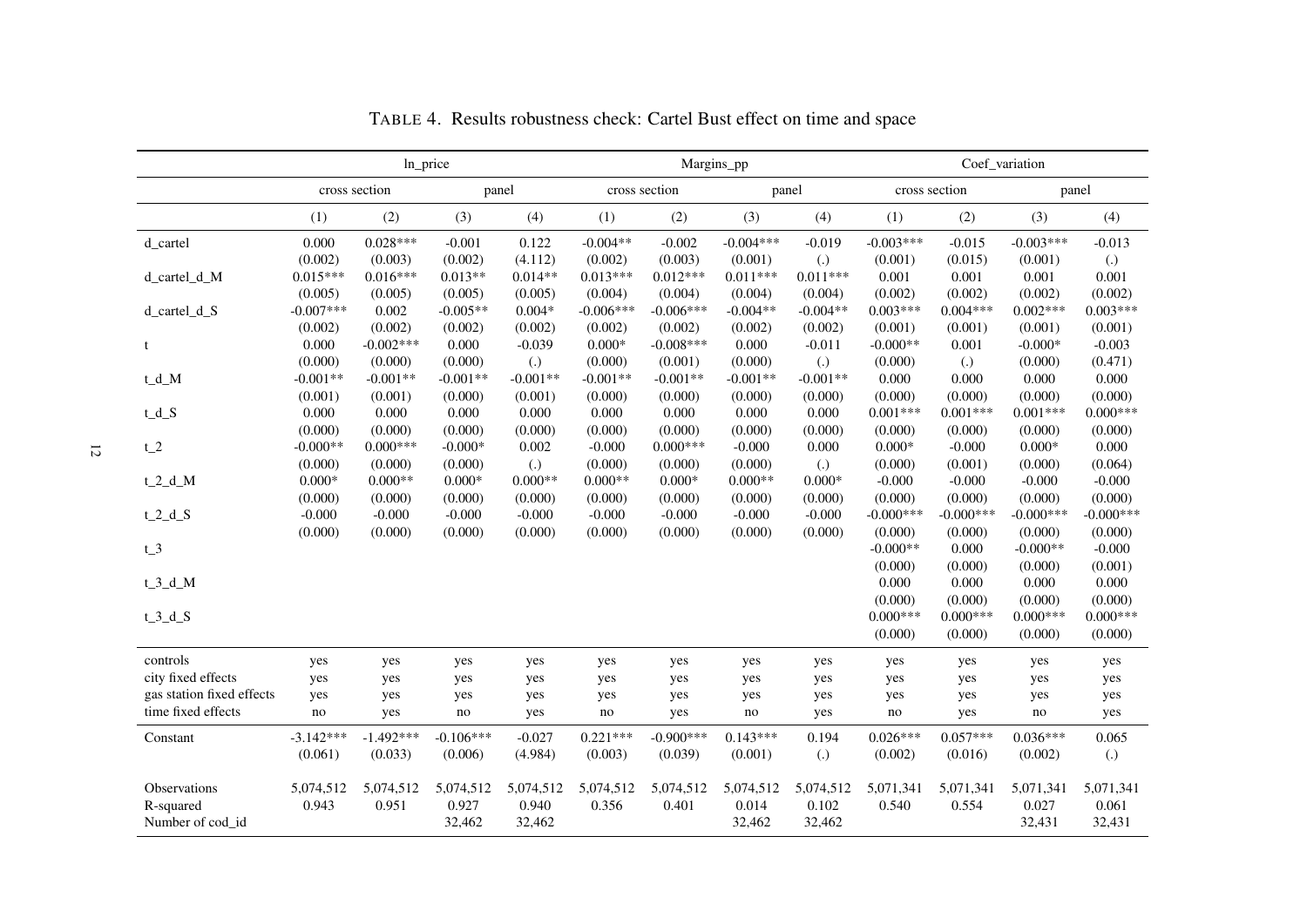TABLE 4. Results robustness check: Cartel Bust effect on time and space

| | ln_price | | | | Margins_pp | | | | Coef_variation | | | |
|---|---|---|---|---|---|---|---|---|---|---|---|---|
| | cross section | | panel | | cross section | | panel | | cross section | | panel | |
| | (1) | (2) | (3) | (4) | (1) | (2) | (3) | (4) | (1) | (2) | (3) | (4) |
| d_cartel | 0.000 | 0.028*** | -0.001 | 0.122 | -0.004** | -0.002 | -0.004*** | -0.019 | -0.003*** | -0.015 | -0.003*** | -0.013 |
| | (0.002) | (0.003) | (0.002) | (4.112) | (0.002) | (0.003) | (0.001) | (.) | (0.001) | (0.015) | (0.001) | (.) |
| d_cartel_d_M | 0.015*** | 0.016*** | 0.013** | 0.014** | 0.013*** | 0.012*** | 0.011*** | 0.011*** | 0.001 | 0.001 | 0.001 | 0.001 |
| | (0.005) | (0.005) | (0.005) | (0.005) | (0.004) | (0.004) | (0.004) | (0.004) | (0.002) | (0.002) | (0.002) | (0.002) |
| d_cartel_d_S | -0.007*** | 0.002 | -0.005** | 0.004* | -0.006*** | -0.006*** | -0.004** | -0.004** | 0.003*** | 0.004*** | 0.002*** | 0.003*** |
| | (0.002) | (0.002) | (0.002) | (0.002) | (0.002) | (0.002) | (0.002) | (0.002) | (0.001) | (0.001) | (0.001) | (0.001) |
| t | 0.000 | -0.002*** | 0.000 | -0.039 | 0.000* | -0.008*** | 0.000 | -0.011 | -0.000** | 0.001 | -0.000* | -0.003 |
| | (0.000) | (0.000) | (0.000) | (.) | (0.000) | (0.001) | (0.000) | (.) | (0.000) | (.) | (0.000) | (0.471) |
| t_d_M | -0.001** | -0.001** | -0.001** | -0.001** | -0.001** | -0.001** | -0.001** | -0.001** | 0.000 | 0.000 | 0.000 | 0.000 |
| | (0.001) | (0.001) | (0.000) | (0.001) | (0.000) | (0.000) | (0.000) | (0.000) | (0.000) | (0.000) | (0.000) | (0.000) |
| t_d_S | 0.000 | 0.000 | 0.000 | 0.000 | 0.000 | 0.000 | 0.000 | 0.000 | 0.001*** | 0.001*** | 0.001*** | 0.000*** |
| | (0.000) | (0.000) | (0.000) | (0.000) | (0.000) | (0.000) | (0.000) | (0.000) | (0.000) | (0.000) | (0.000) | (0.000) |
| t_2 | -0.000** | 0.000*** | -0.000* | 0.002 | -0.000 | 0.000*** | -0.000 | 0.000 | 0.000* | -0.000 | 0.000* | 0.000 |
| | (0.000) | (0.000) | (0.000) | (.) | (0.000) | (0.000) | (0.000) | (.) | (0.000) | (0.001) | (0.000) | (0.064) |
| t_2_d_M | 0.000* | 0.000** | 0.000* | 0.000** | 0.000** | 0.000* | 0.000** | 0.000* | -0.000 | -0.000 | -0.000 | -0.000 |
| | (0.000) | (0.000) | (0.000) | (0.000) | (0.000) | (0.000) | (0.000) | (0.000) | (0.000) | (0.000) | (0.000) | (0.000) |
| t_2_d_S | -0.000 | -0.000 | -0.000 | -0.000 | -0.000 | -0.000 | -0.000 | -0.000 | -0.000*** | -0.000*** | -0.000*** | -0.000*** |
| | (0.000) | (0.000) | (0.000) | (0.000) | (0.000) | (0.000) | (0.000) | (0.000) | (0.000) | (0.000) | (0.000) | (0.000) |
| t_3 | | | | | | | | | -0.000** | 0.000 | -0.000** | -0.000 |
| | | | | | | | | | (0.000) | (0.000) | (0.000) | (0.001) |
| t_3_d_M | | | | | | | | | 0.000 | 0.000 | 0.000 | 0.000 |
| | | | | | | | | | (0.000) | (0.000) | (0.000) | (0.000) |
| t_3_d_S | | | | | | | | | 0.000*** | 0.000*** | 0.000*** | 0.000*** |
| | | | | | | | | | (0.000) | (0.000) | (0.000) | (0.000) |
| controls | yes | yes | yes | yes | yes | yes | yes | yes | yes | yes | yes | yes |
| city fixed effects | yes | yes | yes | yes | yes | yes | yes | yes | yes | yes | yes | yes |
| gas station fixed effects | yes | yes | yes | yes | yes | yes | yes | yes | yes | yes | yes | yes |
| time fixed effects | no | yes | no | yes | no | yes | no | yes | no | yes | no | yes |
| Constant | -3.142*** | -1.492*** | -0.106*** | -0.027 | 0.221*** | -0.900*** | 0.143*** | 0.194 | 0.026*** | 0.057*** | 0.036*** | 0.065 |
| | (0.061) | (0.033) | (0.006) | (4.984) | (0.003) | (0.039) | (0.001) | (.) | (0.002) | (0.016) | (0.002) | (.) |
| Observations | 5,074,512 | 5,074,512 | 5,074,512 | 5,074,512 | 5,074,512 | 5,074,512 | 5,074,512 | 5,074,512 | 5,071,341 | 5,071,341 | 5,071,341 | 5,071,341 |
| R-squared | 0.943 | 0.951 | 0.927 | 0.940 | 0.356 | 0.401 | 0.014 | 0.102 | 0.540 | 0.554 | 0.027 | 0.061 |
| Number of cod_id | | | 32,462 | 32,462 | | | 32,462 | 32,462 | | | 32,431 | 32,431 |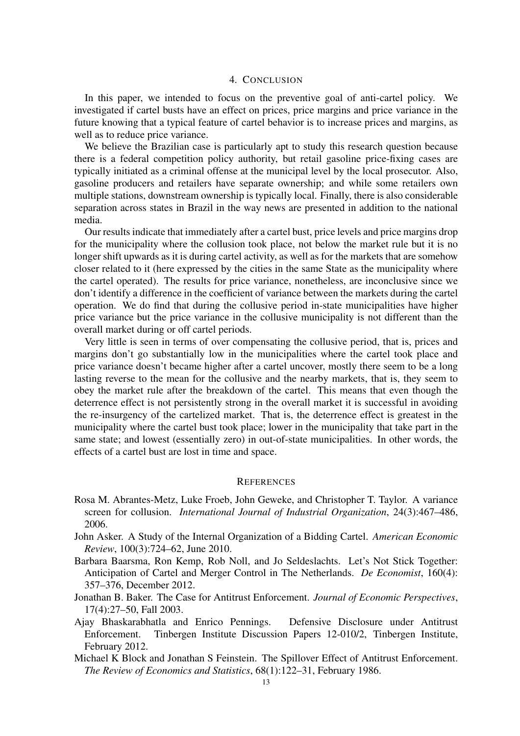## 4. Conclusion

In this paper, we intended to focus on the preventive goal of anti-cartel policy. We investigated if cartel busts have an effect on prices, price margins and price variance in the future knowing that a typical feature of cartel behavior is to increase prices and margins, as well as to reduce price variance.

We believe the Brazilian case is particularly apt to study this research question because there is a federal competition policy authority, but retail gasoline price-fixing cases are typically initiated as a criminal offense at the municipal level by the local prosecutor. Also, gasoline producers and retailers have separate ownership; and while some retailers own multiple stations, downstream ownership is typically local. Finally, there is also considerable separation across states in Brazil in the way news are presented in addition to the national media.

Our results indicate that immediately after a cartel bust, price levels and price margins drop for the municipality where the collusion took place, not below the market rule but it is no longer shift upwards as it is during cartel activity, as well as for the markets that are somehow closer related to it (here expressed by the cities in the same State as the municipality where the cartel operated). The results for price variance, nonetheless, are inconclusive since we don't identify a difference in the coefficient of variance between the markets during the cartel operation. We do find that during the collusive period in-state municipalities have higher price variance but the price variance in the collusive municipality is not different than the overall market during or off cartel periods.

Very little is seen in terms of over compensating the collusive period, that is, prices and margins don't go substantially low in the municipalities where the cartel took place and price variance doesn't became higher after a cartel uncover, mostly there seem to be a long lasting reverse to the mean for the collusive and the nearby markets, that is, they seem to obey the market rule after the breakdown of the cartel. This means that even though the deterrence effect is not persistently strong in the overall market it is successful in avoiding the re-insurgency of the cartelized market. That is, the deterrence effect is greatest in the municipality where the cartel bust took place; lower in the municipality that take part in the same state; and lowest (essentially zero) in out-of-state municipalities. In other words, the effects of a cartel bust are lost in time and space.

## References

Rosa M. Abrantes-Metz, Luke Froeb, John Geweke, and Christopher T. Taylor. A variance screen for collusion. *International Journal of Industrial Organization*, 24(3):467–486, 2006.

John Asker. A Study of the Internal Organization of a Bidding Cartel. *American Economic Review*, 100(3):724–62, June 2010.

Barbara Baarsma, Ron Kemp, Rob Noll, and Jo Seldeslachts. Let's Not Stick Together: Anticipation of Cartel and Merger Control in The Netherlands. *De Economist*, 160(4): 357–376, December 2012.

Jonathan B. Baker. The Case for Antitrust Enforcement. *Journal of Economic Perspectives*, 17(4):27–50, Fall 2003.

Ajay Bhaskarabhatla and Enrico Pennings. Defensive Disclosure under Antitrust Enforcement. Tinbergen Institute Discussion Papers 12-010/2, Tinbergen Institute, February 2012.

Michael K Block and Jonathan S Feinstein. The Spillover Effect of Antitrust Enforcement. *The Review of Economics and Statistics*, 68(1):122–31, February 1986.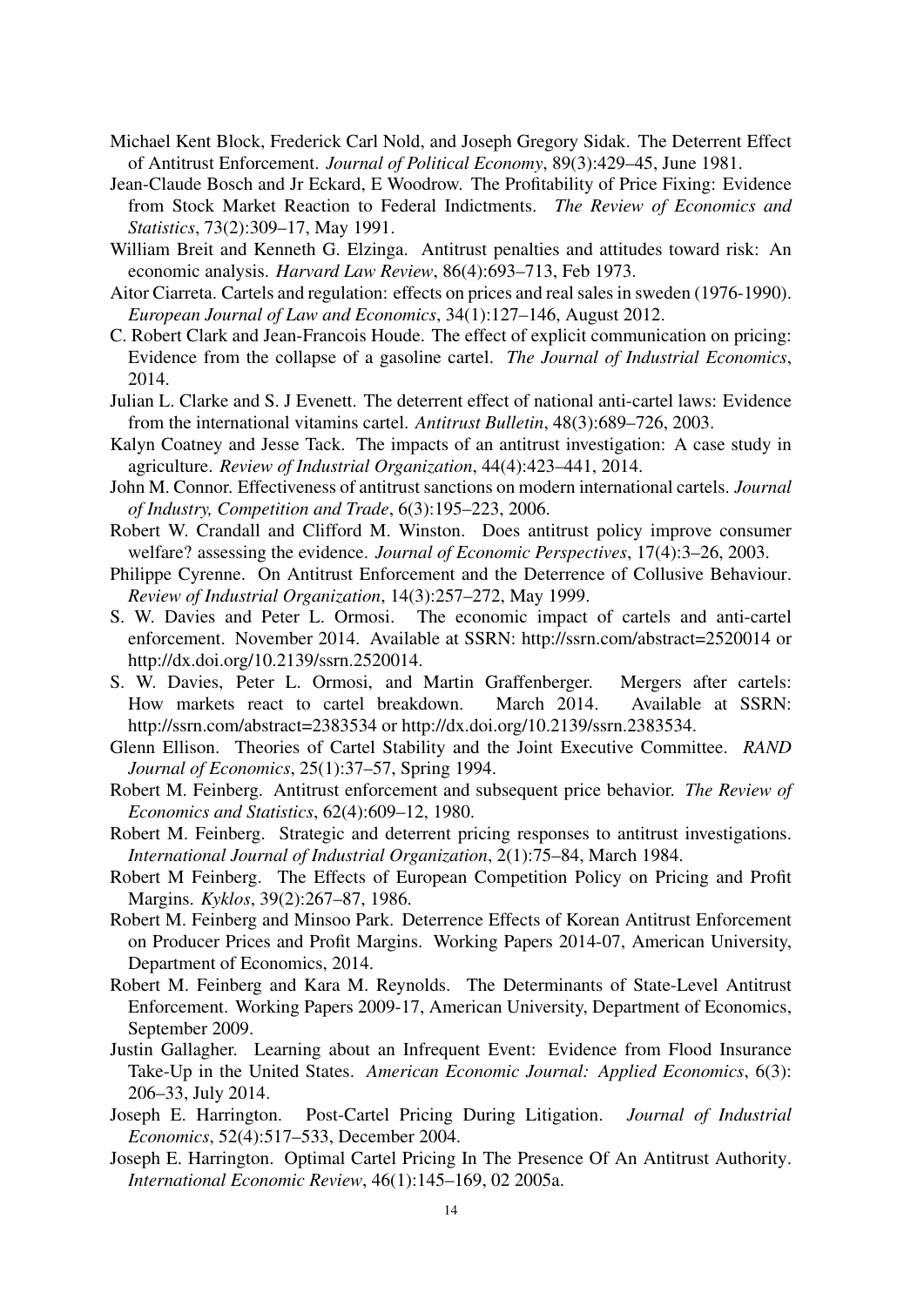Michael Kent Block, Frederick Carl Nold, and Joseph Gregory Sidak. The Deterrent Effect of Antitrust Enforcement. *Journal of Political Economy*, 89(3):429–45, June 1981.

Jean-Claude Bosch and Jr Eckard, E Woodrow. The Profitability of Price Fixing: Evidence from Stock Market Reaction to Federal Indictments. *The Review of Economics and Statistics*, 73(2):309–17, May 1991.

William Breit and Kenneth G. Elzinga. Antitrust penalties and attitudes toward risk: An economic analysis. *Harvard Law Review*, 86(4):693–713, Feb 1973.

Aitor Ciarreta. Cartels and regulation: effects on prices and real sales in sweden (1976-1990). *European Journal of Law and Economics*, 34(1):127–146, August 2012.

C. Robert Clark and Jean-Francois Houde. The effect of explicit communication on pricing: Evidence from the collapse of a gasoline cartel. *The Journal of Industrial Economics*, 2014.

Julian L. Clarke and S. J Evenett. The deterrent effect of national anti-cartel laws: Evidence from the international vitamins cartel. *Antitrust Bulletin*, 48(3):689–726, 2003.

Kalyn Coatney and Jesse Tack. The impacts of an antitrust investigation: A case study in agriculture. *Review of Industrial Organization*, 44(4):423–441, 2014.

John M. Connor. Effectiveness of antitrust sanctions on modern international cartels. *Journal of Industry, Competition and Trade*, 6(3):195–223, 2006.

Robert W. Crandall and Clifford M. Winston. Does antitrust policy improve consumer welfare? assessing the evidence. *Journal of Economic Perspectives*, 17(4):3–26, 2003.

Philippe Cyrenne. On Antitrust Enforcement and the Deterrence of Collusive Behaviour. *Review of Industrial Organization*, 14(3):257–272, May 1999.

S. W. Davies and Peter L. Ormosi. The economic impact of cartels and anti-cartel enforcement. November 2014. Available at SSRN: http://ssrn.com/abstract=2520014 or http://dx.doi.org/10.2139/ssrn.2520014.

S. W. Davies, Peter L. Ormosi, and Martin Graffenberger. Mergers after cartels: How markets react to cartel breakdown. March 2014. Available at SSRN: http://ssrn.com/abstract=2383534 or http://dx.doi.org/10.2139/ssrn.2383534.

Glenn Ellison. Theories of Cartel Stability and the Joint Executive Committee. *RAND Journal of Economics*, 25(1):37–57, Spring 1994.

Robert M. Feinberg. Antitrust enforcement and subsequent price behavior. *The Review of Economics and Statistics*, 62(4):609–12, 1980.

Robert M. Feinberg. Strategic and deterrent pricing responses to antitrust investigations. *International Journal of Industrial Organization*, 2(1):75–84, March 1984.

Robert M Feinberg. The Effects of European Competition Policy on Pricing and Profit Margins. *Kyklos*, 39(2):267–87, 1986.

Robert M. Feinberg and Minsoo Park. Deterrence Effects of Korean Antitrust Enforcement on Producer Prices and Profit Margins. Working Papers 2014-07, American University, Department of Economics, 2014.

Robert M. Feinberg and Kara M. Reynolds. The Determinants of State-Level Antitrust Enforcement. Working Papers 2009-17, American University, Department of Economics, September 2009.

Justin Gallagher. Learning about an Infrequent Event: Evidence from Flood Insurance Take-Up in the United States. *American Economic Journal: Applied Economics*, 6(3): 206–33, July 2014.

Joseph E. Harrington. Post-Cartel Pricing During Litigation. *Journal of Industrial Economics*, 52(4):517–533, December 2004.

Joseph E. Harrington. Optimal Cartel Pricing In The Presence Of An Antitrust Authority. *International Economic Review*, 46(1):145–169, 02 2005a.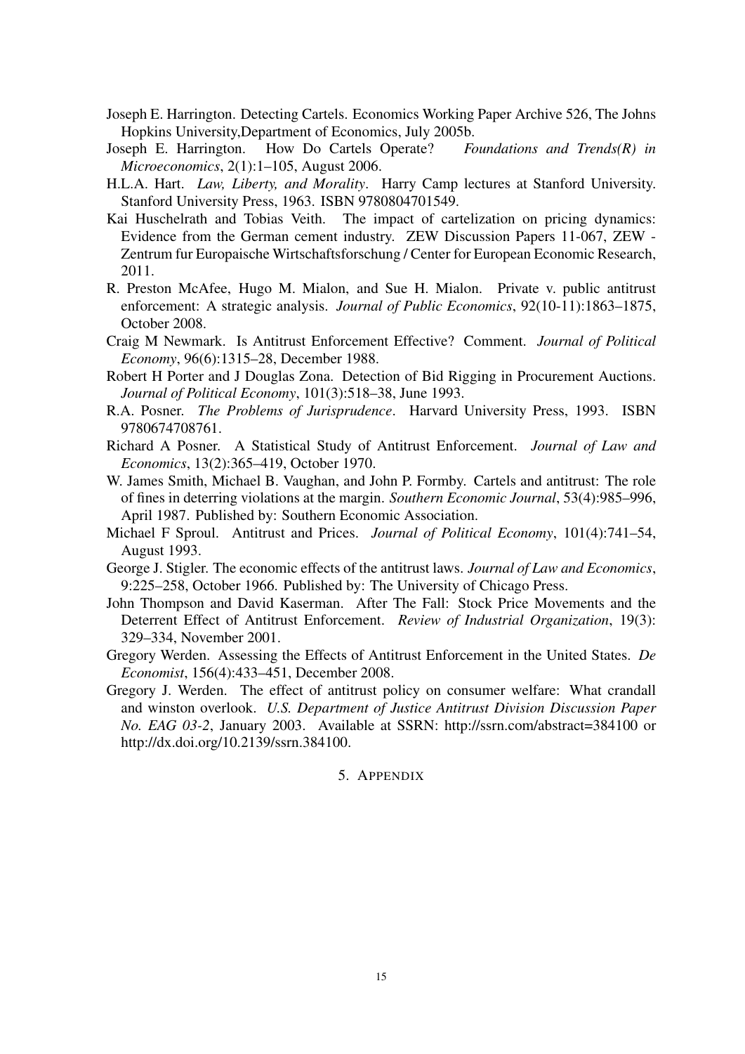Joseph E. Harrington. Detecting Cartels. Economics Working Paper Archive 526, The Johns Hopkins University,Department of Economics, July 2005b.

Joseph E. Harrington. How Do Cartels Operate? *Foundations and Trends(R) in Microeconomics*, 2(1):1–105, August 2006.

H.L.A. Hart. *Law, Liberty, and Morality*. Harry Camp lectures at Stanford University. Stanford University Press, 1963. ISBN 9780804701549.

Kai Huschelrath and Tobias Veith. The impact of cartelization on pricing dynamics: Evidence from the German cement industry. ZEW Discussion Papers 11-067, ZEW - Zentrum fur Europaische Wirtschaftsforschung / Center for European Economic Research, 2011.

R. Preston McAfee, Hugo M. Mialon, and Sue H. Mialon. Private v. public antitrust enforcement: A strategic analysis. *Journal of Public Economics*, 92(10-11):1863–1875, October 2008.

Craig M Newmark. Is Antitrust Enforcement Effective? Comment. *Journal of Political Economy*, 96(6):1315–28, December 1988.

Robert H Porter and J Douglas Zona. Detection of Bid Rigging in Procurement Auctions. *Journal of Political Economy*, 101(3):518–38, June 1993.

R.A. Posner. *The Problems of Jurisprudence*. Harvard University Press, 1993. ISBN 9780674708761.

Richard A Posner. A Statistical Study of Antitrust Enforcement. *Journal of Law and Economics*, 13(2):365–419, October 1970.

W. James Smith, Michael B. Vaughan, and John P. Formby. Cartels and antitrust: The role of fines in deterring violations at the margin. *Southern Economic Journal*, 53(4):985–996, April 1987. Published by: Southern Economic Association.

Michael F Sproul. Antitrust and Prices. *Journal of Political Economy*, 101(4):741–54, August 1993.

George J. Stigler. The economic effects of the antitrust laws. *Journal of Law and Economics*, 9:225–258, October 1966. Published by: The University of Chicago Press.

John Thompson and David Kaserman. After The Fall: Stock Price Movements and the Deterrent Effect of Antitrust Enforcement. *Review of Industrial Organization*, 19(3): 329–334, November 2001.

Gregory Werden. Assessing the Effects of Antitrust Enforcement in the United States. *De Economist*, 156(4):433–451, December 2008.

Gregory J. Werden. The effect of antitrust policy on consumer welfare: What crandall and winston overlook. *U.S. Department of Justice Antitrust Division Discussion Paper No. EAG 03-2*, January 2003. Available at SSRN: http://ssrn.com/abstract=384100 or http://dx.doi.org/10.2139/ssrn.384100.

## 5. Appendix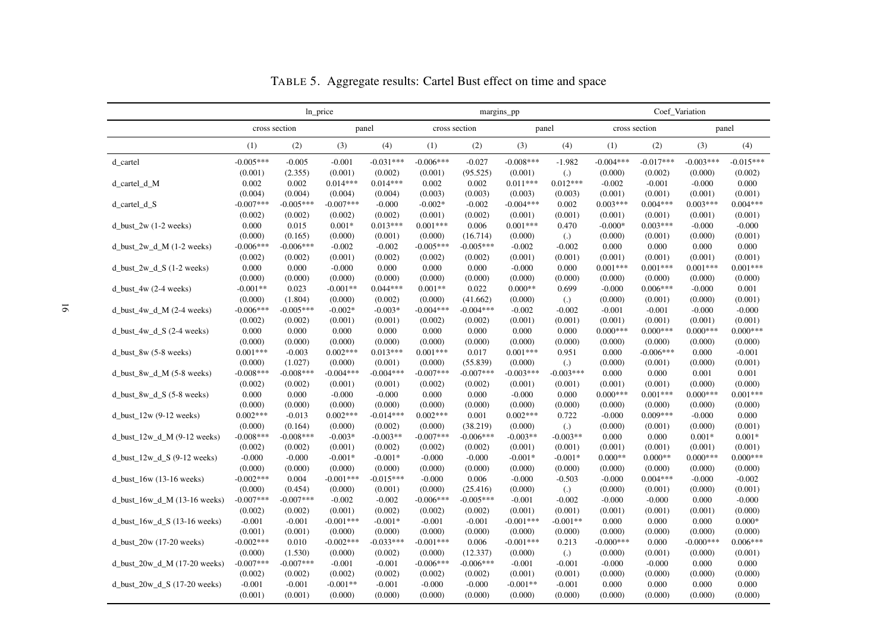TABLE 5. Aggregate results: Cartel Bust effect on time and space

| | ln_price | | | | margins_pp | | | | Coef_Variation | | | |
|---|---|---|---|---|---|---|---|---|---|---|---|---|
| | cross section | | panel | | cross section | | panel | | cross section | | panel | |
| | (1) | (2) | (3) | (4) | (1) | (2) | (3) | (4) | (1) | (2) | (3) | (4) |
| d_cartel | -0.005*** | -0.005 | -0.001 | -0.031*** | -0.006*** | -0.027 | -0.008*** | -1.982 | -0.004*** | -0.017*** | -0.003*** | -0.015*** |
| | (0.001) | (2.355) | (0.001) | (0.002) | (0.001) | (95.525) | (0.001) | (.) | (0.000) | (0.002) | (0.000) | (0.002) |
| d_cartel_d_M | 0.002 | 0.002 | 0.014*** | 0.014*** | 0.002 | 0.002 | 0.011*** | 0.012*** | -0.002 | -0.001 | -0.000 | 0.000 |
| | (0.004) | (0.004) | (0.004) | (0.004) | (0.003) | (0.003) | (0.003) | (0.003) | (0.001) | (0.001) | (0.001) | (0.001) |
| d_cartel_d_S | -0.007*** | -0.005*** | -0.007*** | -0.000 | -0.002* | -0.002 | -0.004*** | 0.002 | 0.003*** | 0.004*** | 0.003*** | 0.004*** |
| | (0.002) | (0.002) | (0.002) | (0.002) | (0.001) | (0.002) | (0.001) | (0.001) | (0.001) | (0.001) | (0.001) | (0.001) |
| d_bust_2w (1-2 weeks) | 0.000 | 0.015 | 0.001* | 0.013*** | 0.001*** | 0.006 | 0.001*** | 0.470 | -0.000* | 0.003*** | -0.000 | -0.000 |
| | (0.000) | (0.165) | (0.000) | (0.001) | (0.000) | (16.714) | (0.000) | (.) | (0.000) | (0.001) | (0.000) | (0.001) |
| d_bust_2w_d_M (1-2 weeks) | -0.006*** | -0.006*** | -0.002 | -0.002 | -0.005*** | -0.005*** | -0.002 | -0.002 | 0.000 | 0.000 | 0.000 | 0.000 |
| | (0.002) | (0.002) | (0.001) | (0.002) | (0.002) | (0.002) | (0.001) | (0.001) | (0.001) | (0.001) | (0.001) | (0.001) |
| d_bust_2w_d_S (1-2 weeks) | 0.000 | 0.000 | -0.000 | 0.000 | 0.000 | 0.000 | -0.000 | 0.000 | 0.001*** | 0.001*** | 0.001*** | 0.001*** |
| | (0.000) | (0.000) | (0.000) | (0.000) | (0.000) | (0.000) | (0.000) | (0.000) | (0.000) | (0.000) | (0.000) | (0.000) |
| d_bust_4w (2-4 weeks) | -0.001** | 0.023 | -0.001** | 0.044*** | 0.001** | 0.022 | 0.000** | 0.699 | -0.000 | 0.006*** | -0.000 | 0.001 |
| | (0.000) | (1.804) | (0.000) | (0.002) | (0.000) | (41.662) | (0.000) | (.) | (0.000) | (0.001) | (0.000) | (0.001) |
| d_bust_4w_d_M (2-4 weeks) | -0.006*** | -0.005*** | -0.002* | -0.003* | -0.004*** | -0.004*** | -0.002 | -0.002 | -0.001 | -0.001 | -0.000 | -0.000 |
| | (0.002) | (0.002) | (0.001) | (0.001) | (0.002) | (0.002) | (0.001) | (0.001) | (0.001) | (0.001) | (0.001) | (0.001) |
| d_bust_4w_d_S (2-4 weeks) | 0.000 | 0.000 | 0.000 | 0.000 | 0.000 | 0.000 | 0.000 | 0.000 | 0.000*** | 0.000*** | 0.000*** | 0.000*** |
| | (0.000) | (0.000) | (0.000) | (0.000) | (0.000) | (0.000) | (0.000) | (0.000) | (0.000) | (0.000) | (0.000) | (0.000) |
| d_bust_8w (5-8 weeks) | 0.001*** | -0.003 | 0.002*** | 0.013*** | 0.001*** | 0.017 | 0.001*** | 0.951 | 0.000 | -0.006*** | 0.000 | -0.001 |
| | (0.000) | (1.027) | (0.000) | (0.001) | (0.000) | (55.839) | (0.000) | (.) | (0.000) | (0.001) | (0.000) | (0.001) |
| d_bust_8w_d_M (5-8 weeks) | -0.008*** | -0.008*** | -0.004*** | -0.004*** | -0.007*** | -0.007*** | -0.003*** | -0.003*** | 0.000 | 0.000 | 0.001 | 0.001 |
| | (0.002) | (0.002) | (0.001) | (0.001) | (0.002) | (0.002) | (0.001) | (0.001) | (0.001) | (0.001) | (0.000) | (0.000) |
| d_bust_8w_d_S (5-8 weeks) | 0.000 | 0.000 | -0.000 | -0.000 | 0.000 | 0.000 | -0.000 | 0.000 | 0.000*** | 0.001*** | 0.000*** | 0.001*** |
| | (0.000) | (0.000) | (0.000) | (0.000) | (0.000) | (0.000) | (0.000) | (0.000) | (0.000) | (0.000) | (0.000) | (0.000) |
| d_bust_12w (9-12 weeks) | 0.002*** | -0.013 | 0.002*** | -0.014*** | 0.002*** | 0.001 | 0.002*** | 0.722 | -0.000 | 0.009*** | -0.000 | 0.000 |
| | (0.000) | (0.164) | (0.000) | (0.002) | (0.000) | (38.219) | (0.000) | (.) | (0.000) | (0.001) | (0.000) | (0.001) |
| d_bust_12w_d_M (9-12 weeks) | -0.008*** | -0.008*** | -0.003* | -0.003** | -0.007*** | -0.006*** | -0.003** | -0.003** | 0.000 | 0.000 | 0.001* | 0.001* |
| | (0.002) | (0.002) | (0.001) | (0.002) | (0.002) | (0.002) | (0.001) | (0.001) | (0.001) | (0.001) | (0.001) | (0.001) |
| d_bust_12w_d_S (9-12 weeks) | -0.000 | -0.000 | -0.001* | -0.001* | -0.000 | -0.000 | -0.001* | -0.001* | 0.000** | 0.000** | 0.000*** | 0.000*** |
| | (0.000) | (0.000) | (0.000) | (0.000) | (0.000) | (0.000) | (0.000) | (0.000) | (0.000) | (0.000) | (0.000) | (0.000) |
| d_bust_16w (13-16 weeks) | -0.002*** | 0.004 | -0.001*** | -0.015*** | -0.000 | 0.006 | -0.000 | -0.503 | -0.000 | 0.004*** | -0.000 | -0.002 |
| | (0.000) | (0.454) | (0.000) | (0.001) | (0.000) | (25.416) | (0.000) | (.) | (0.000) | (0.001) | (0.000) | (0.001) |
| d_bust_16w_d_M (13-16 weeks) | -0.007*** | -0.007*** | -0.002 | -0.002 | -0.006*** | -0.005*** | -0.001 | -0.002 | -0.000 | -0.000 | 0.000 | -0.000 |
| | (0.002) | (0.002) | (0.001) | (0.002) | (0.002) | (0.002) | (0.001) | (0.001) | (0.001) | (0.001) | (0.001) | (0.000) |
| d_bust_16w_d_S (13-16 weeks) | -0.001 | -0.001 | -0.001*** | -0.001* | -0.001 | -0.001 | -0.001*** | -0.001** | 0.000 | 0.000 | 0.000 | 0.000* |
| | (0.001) | (0.001) | (0.000) | (0.000) | (0.000) | (0.000) | (0.000) | (0.000) | (0.000) | (0.000) | (0.000) | (0.000) |
| d_bust_20w (17-20 weeks) | -0.002*** | 0.010 | -0.002*** | -0.033*** | -0.001*** | 0.006 | -0.001*** | 0.213 | -0.000*** | 0.000 | -0.000*** | 0.006*** |
| | (0.000) | (1.530) | (0.000) | (0.002) | (0.000) | (12.337) | (0.000) | (.) | (0.000) | (0.001) | (0.000) | (0.001) |
| d_bust_20w_d_M (17-20 weeks) | -0.007*** | -0.007*** | -0.001 | -0.001 | -0.006*** | -0.006*** | -0.001 | -0.001 | -0.000 | -0.000 | 0.000 | 0.000 |
| | (0.002) | (0.002) | (0.002) | (0.002) | (0.002) | (0.002) | (0.001) | (0.001) | (0.000) | (0.000) | (0.000) | (0.000) |
| d_bust_20w_d_S (17-20 weeks) | -0.001 | -0.001 | -0.001** | -0.001 | -0.000 | -0.000 | -0.001** | -0.001 | 0.000 | 0.000 | 0.000 | 0.000 |
| | (0.001) | (0.001) | (0.000) | (0.000) | (0.000) | (0.000) | (0.000) | (0.000) | (0.000) | (0.000) | (0.000) | (0.000) |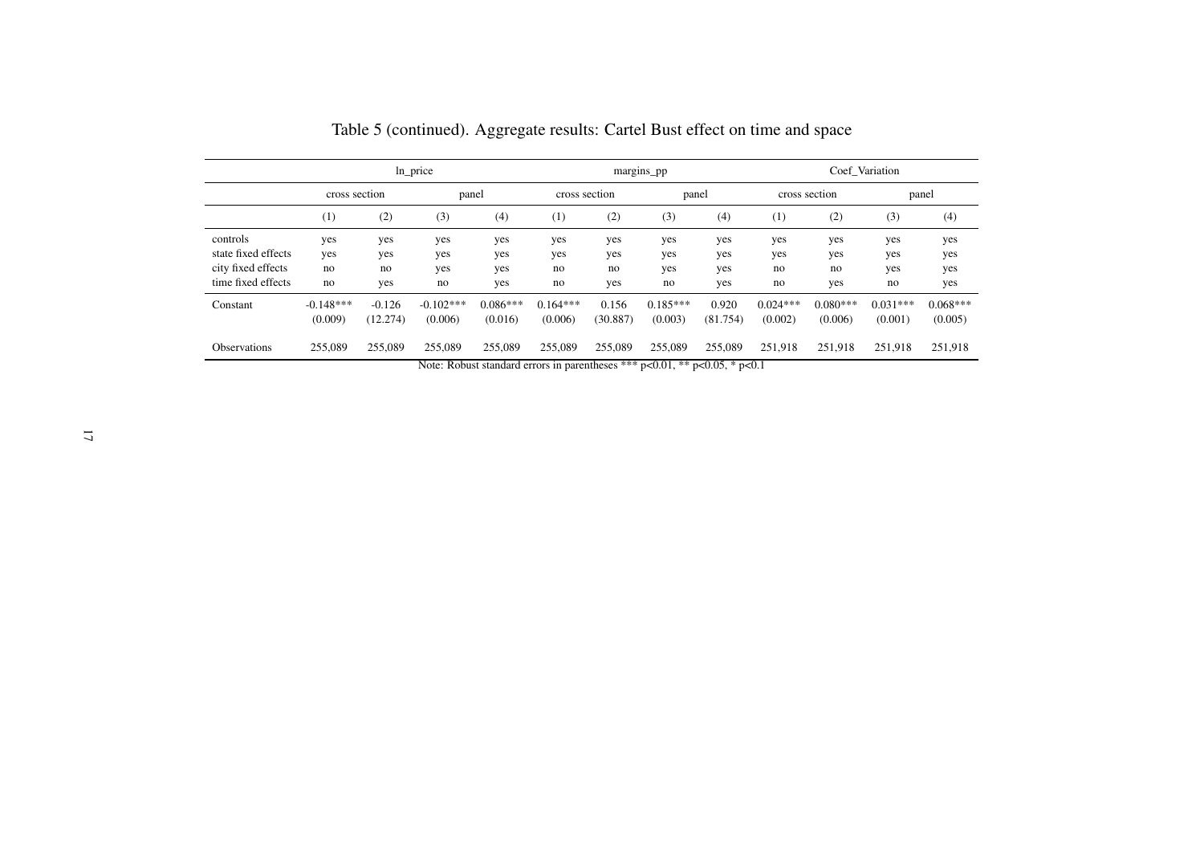Table 5 (continued). Aggregate results: Cartel Bust effect on time and space

| | ln_price | | | | margins_pp | | | | Coef_Variation | | | |
|---|---|---|---|---|---|---|---|---|---|---|---|---|
| | cross section | | panel | | cross section | | panel | | cross section | | panel | |
| | (1) | (2) | (3) | (4) | (1) | (2) | (3) | (4) | (1) | (2) | (3) | (4) |
| controls | yes | yes | yes | yes | yes | yes | yes | yes | yes | yes | yes | yes |
| state fixed effects | yes | yes | yes | yes | yes | yes | yes | yes | yes | yes | yes | yes |
| city fixed effects | no | no | yes | yes | no | no | yes | yes | no | no | yes | yes |
| time fixed effects | no | yes | no | yes | no | yes | no | yes | no | yes | no | yes |
| Constant | -0.148*** | -0.126 | -0.102*** | 0.086*** | 0.164*** | 0.156 | 0.185*** | 0.920 | 0.024*** | 0.080*** | 0.031*** | 0.068*** |
| | (0.009) | (12.274) | (0.006) | (0.016) | (0.006) | (30.887) | (0.003) | (81.754) | (0.002) | (0.006) | (0.001) | (0.005) |
| Observations | 255,089 | 255,089 | 255,089 | 255,089 | 255,089 | 255,089 | 255,089 | 255,089 | 251,918 | 251,918 | 251,918 | 251,918 |

Note: Robust standard errors in parentheses *** p<0.01, ** p<0.05, * p<0.1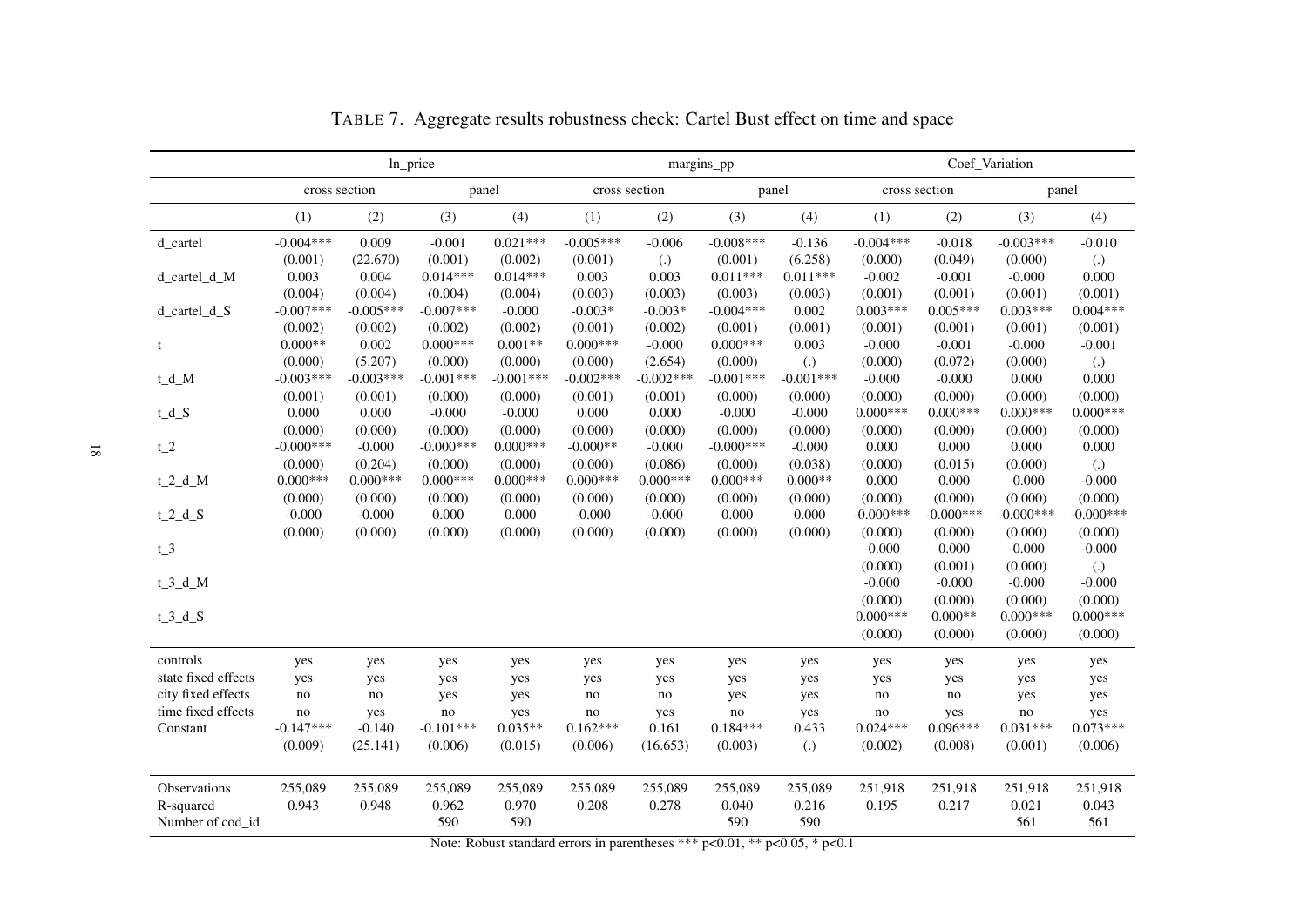TABLE 7. Aggregate results robustness check: Cartel Bust effect on time and space

| | ln_price | | | | margins_pp | | | | Coef_Variation | | | |
|---|---|---|---|---|---|---|---|---|---|---|---|---|
| | cross section | | panel | | cross section | | panel | | cross section | | panel | |
| | (1) | (2) | (3) | (4) | (1) | (2) | (3) | (4) | (1) | (2) | (3) | (4) |
| d_cartel | -0.004*** | 0.009 | -0.001 | 0.021*** | -0.005*** | -0.006 | -0.008*** | -0.136 | -0.004*** | -0.018 | -0.003*** | -0.010 |
| | (0.001) | (22.670) | (0.001) | (0.002) | (0.001) | (.) | (0.001) | (6.258) | (0.000) | (0.049) | (0.000) | (.) |
| d_cartel_d_M | 0.003 | 0.004 | 0.014*** | 0.014*** | 0.003 | 0.003 | 0.011*** | 0.011*** | -0.002 | -0.001 | -0.000 | 0.000 |
| | (0.004) | (0.004) | (0.004) | (0.004) | (0.003) | (0.003) | (0.003) | (0.003) | (0.001) | (0.001) | (0.001) | (0.001) |
| d_cartel_d_S | -0.007*** | -0.005*** | -0.007*** | -0.000 | -0.003* | -0.003* | -0.004*** | 0.002 | 0.003*** | 0.005*** | 0.003*** | 0.004*** |
| | (0.002) | (0.002) | (0.002) | (0.002) | (0.001) | (0.002) | (0.001) | (0.001) | (0.001) | (0.001) | (0.001) | (0.001) |
| t | 0.000** | 0.002 | 0.000*** | 0.001** | 0.000*** | -0.000 | 0.000*** | 0.003 | -0.000 | -0.001 | -0.000 | -0.001 |
| | (0.000) | (5.207) | (0.000) | (0.000) | (0.000) | (2.654) | (0.000) | (.) | (0.000) | (0.072) | (0.000) | (.) |
| t_d_M | -0.003*** | -0.003*** | -0.001*** | -0.001*** | -0.002*** | -0.002*** | -0.001*** | -0.001*** | -0.000 | -0.000 | 0.000 | 0.000 |
| | (0.001) | (0.001) | (0.000) | (0.000) | (0.001) | (0.001) | (0.000) | (0.000) | (0.000) | (0.000) | (0.000) | (0.000) |
| t_d_S | 0.000 | 0.000 | -0.000 | -0.000 | 0.000 | 0.000 | -0.000 | -0.000 | 0.000*** | 0.000*** | 0.000*** | 0.000*** |
| | (0.000) | (0.000) | (0.000) | (0.000) | (0.000) | (0.000) | (0.000) | (0.000) | (0.000) | (0.000) | (0.000) | (0.000) |
| t_2 | -0.000*** | -0.000 | -0.000*** | 0.000*** | -0.000** | -0.000 | -0.000*** | -0.000 | 0.000 | 0.000 | 0.000 | 0.000 |
| | (0.000) | (0.204) | (0.000) | (0.000) | (0.000) | (0.086) | (0.000) | (0.038) | (0.000) | (0.015) | (0.000) | (.) |
| t_2_d_M | 0.000*** | 0.000*** | 0.000*** | 0.000*** | 0.000*** | 0.000*** | 0.000*** | 0.000** | 0.000 | 0.000 | -0.000 | -0.000 |
| | (0.000) | (0.000) | (0.000) | (0.000) | (0.000) | (0.000) | (0.000) | (0.000) | (0.000) | (0.000) | (0.000) | (0.000) |
| t_2_d_S | -0.000 | -0.000 | 0.000 | 0.000 | -0.000 | -0.000 | 0.000 | 0.000 | -0.000*** | -0.000*** | -0.000*** | -0.000*** |
| | (0.000) | (0.000) | (0.000) | (0.000) | (0.000) | (0.000) | (0.000) | (0.000) | (0.000) | (0.000) | (0.000) | (0.000) |
| t_3 | | | | | | | | | -0.000 | 0.000 | -0.000 | -0.000 |
| | | | | | | | | | (0.000) | (0.001) | (0.000) | (.) |
| t_3_d_M | | | | | | | | | -0.000 | -0.000 | -0.000 | -0.000 |
| | | | | | | | | | (0.000) | (0.000) | (0.000) | (0.000) |
| t_3_d_S | | | | | | | | | 0.000*** | 0.000** | 0.000*** | 0.000*** |
| | | | | | | | | | (0.000) | (0.000) | (0.000) | (0.000) |
| controls | yes | yes | yes | yes | yes | yes | yes | yes | yes | yes | yes | yes |
| state fixed effects | yes | yes | yes | yes | yes | yes | yes | yes | yes | yes | yes | yes |
| city fixed effects | no | no | yes | yes | no | no | yes | yes | no | no | yes | yes |
| time fixed effects | no | yes | no | yes | no | yes | no | yes | no | yes | no | yes |
| Constant | -0.147*** | -0.140 | -0.101*** | 0.035** | 0.162*** | 0.161 | 0.184*** | 0.433 | 0.024*** | 0.096*** | 0.031*** | 0.073*** |
| | (0.009) | (25.141) | (0.006) | (0.015) | (0.006) | (16.653) | (0.003) | (.) | (0.002) | (0.008) | (0.001) | (0.006) |
| Observations | 255,089 | 255,089 | 255,089 | 255,089 | 255,089 | 255,089 | 255,089 | 255,089 | 251,918 | 251,918 | 251,918 | 251,918 |
| R-squared | 0.943 | 0.948 | 0.962 | 0.970 | 0.208 | 0.278 | 0.040 | 0.216 | 0.195 | 0.217 | 0.021 | 0.043 |
| Number of cod_id | | | 590 | 590 | | | 590 | 590 | | | 561 | 561 |

Note: Robust standard errors in parentheses *** p<0.01, ** p<0.05, * p<0.1